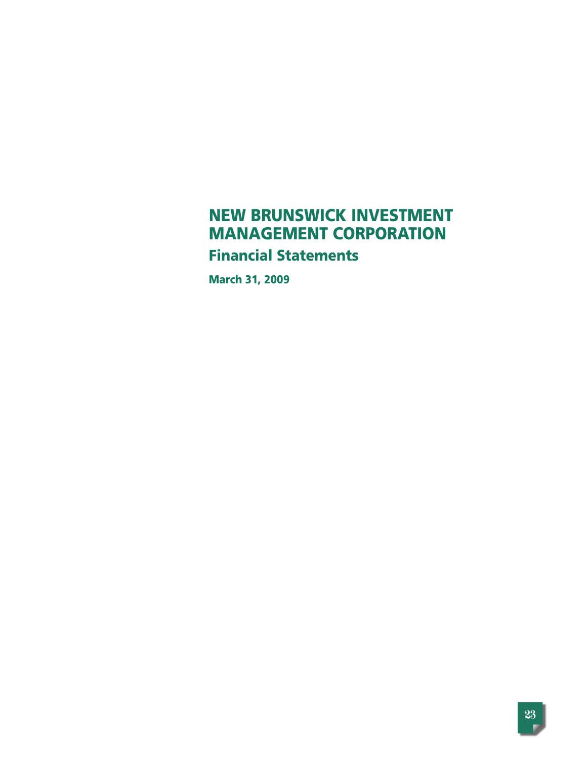# NEW BRUNSWICK INVESTMENT MANAGEMENT CORPORATION

## Financial Statements

**March 31, 2009**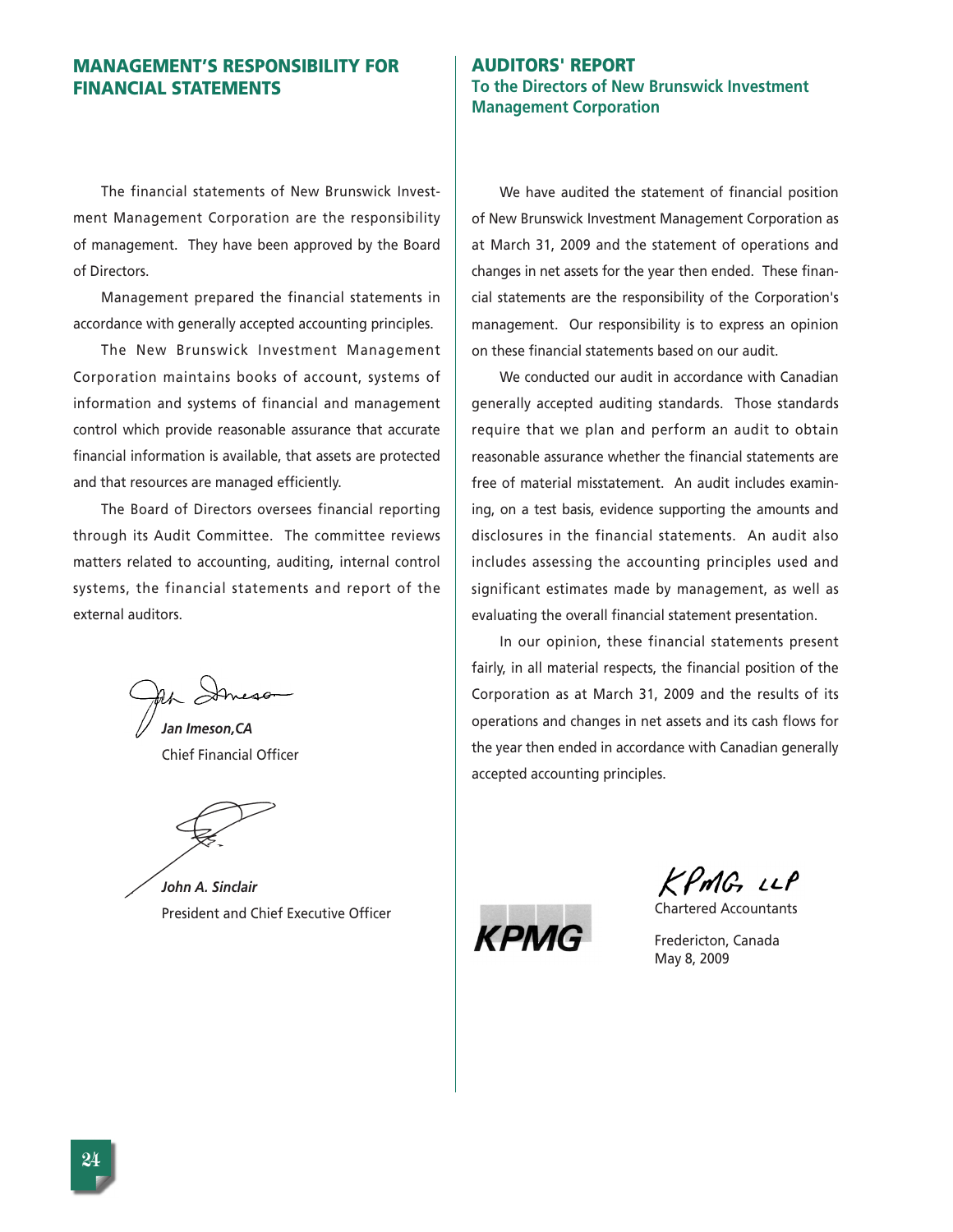## MANAGEMENT'S RESPONSIBILITY FOR FINANCIAL STATEMENTS

The financial statements of New Brunswick Investment Management Corporation are the responsibility of management. They have been approved by the Board of Directors.

Management prepared the financial statements in accordance with generally accepted accounting principles.

The New Brunswick Investment Management Corporation maintains books of account, systems of information and systems of financial and management control which provide reasonable assurance that accurate financial information is available, that assets are protected and that resources are managed efficiently.

The Board of Directors oversees financial reporting through its Audit Committee. The committee reviews matters related to accounting, auditing, internal control systems, the financial statements and report of the external auditors.

***Jan Imeson, CA***
Chief Financial Officer

***John A. Sinclair***
President and Chief Executive Officer

## AUDITORS' REPORT

### To the Directors of New Brunswick Investment Management Corporation

We have audited the statement of financial position of New Brunswick Investment Management Corporation as at March 31, 2009 and the statement of operations and changes in net assets for the year then ended. These financial statements are the responsibility of the Corporation's management. Our responsibility is to express an opinion on these financial statements based on our audit.

We conducted our audit in accordance with Canadian generally accepted auditing standards. Those standards require that we plan and perform an audit to obtain reasonable assurance whether the financial statements are free of material misstatement. An audit includes examining, on a test basis, evidence supporting the amounts and disclosures in the financial statements. An audit also includes assessing the accounting principles used and significant estimates made by management, as well as evaluating the overall financial statement presentation.

In our opinion, these financial statements present fairly, in all material respects, the financial position of the Corporation as at March 31, 2009 and the results of its operations and changes in net assets and its cash flows for the year then ended in accordance with Canadian generally accepted accounting principles.

KPMG LLP

Chartered Accountants

Fredericton, Canada
May 8, 2009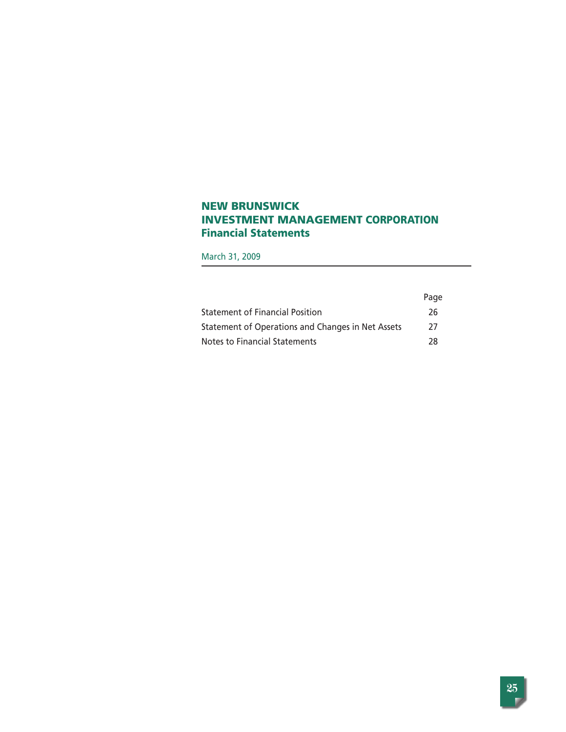# NEW BRUNSWICK INVESTMENT MANAGEMENT CORPORATION
## Financial Statements

March 31, 2009

| | Page |
|---|---|
| Statement of Financial Position | 26 |
| Statement of Operations and Changes in Net Assets | 27 |
| Notes to Financial Statements | 28 |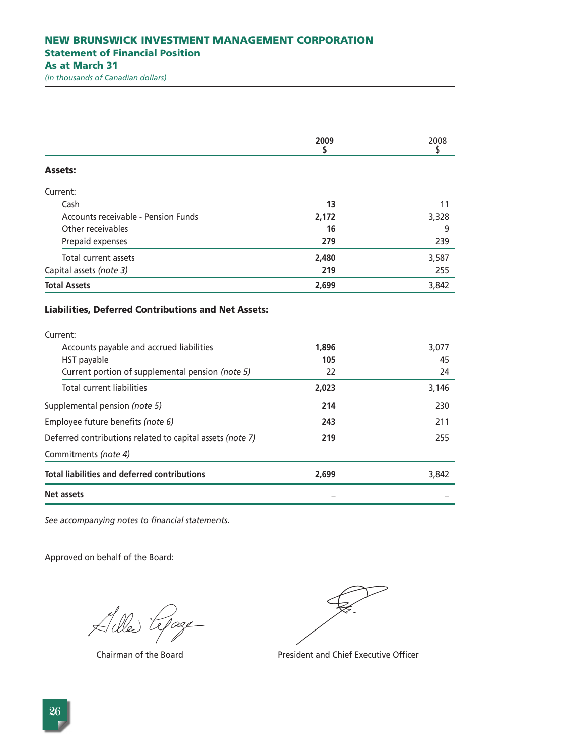# NEW BRUNSWICK INVESTMENT MANAGEMENT CORPORATION

## Statement of Financial Position

### As at March 31

*(in thousands of Canadian dollars)*

| | 2009 $ | 2008 $ |
|---|---|---|
| **Assets:** | | |
| Current: | | |
| Cash | **13** | 11 |
| Accounts receivable - Pension Funds | **2,172** | 3,328 |
| Other receivables | **16** | 9 |
| Prepaid expenses | **279** | 239 |
| Total current assets | **2,480** | 3,587 |
| Capital assets *(note 3)* | **219** | 255 |
| **Total Assets** | **2,699** | 3,842 |
| **Liabilities, Deferred Contributions and Net Assets:** | | |
| Current: | | |
| Accounts payable and accrued liabilities | **1,896** | 3,077 |
| HST payable | **105** | 45 |
| Current portion of supplemental pension *(note 5)* | 22 | 24 |
| Total current liabilities | **2,023** | 3,146 |
| Supplemental pension *(note 5)* | **214** | 230 |
| Employee future benefits *(note 6)* | **243** | 211 |
| Deferred contributions related to capital assets *(note 7)* | **219** | 255 |
| Commitments *(note 4)* | | |
| **Total liabilities and deferred contributions** | **2,699** | 3,842 |
| **Net assets** | – | – |

*See accompanying notes to financial statements.*

Approved on behalf of the Board:

Chairman of the Board

President and Chief Executive Officer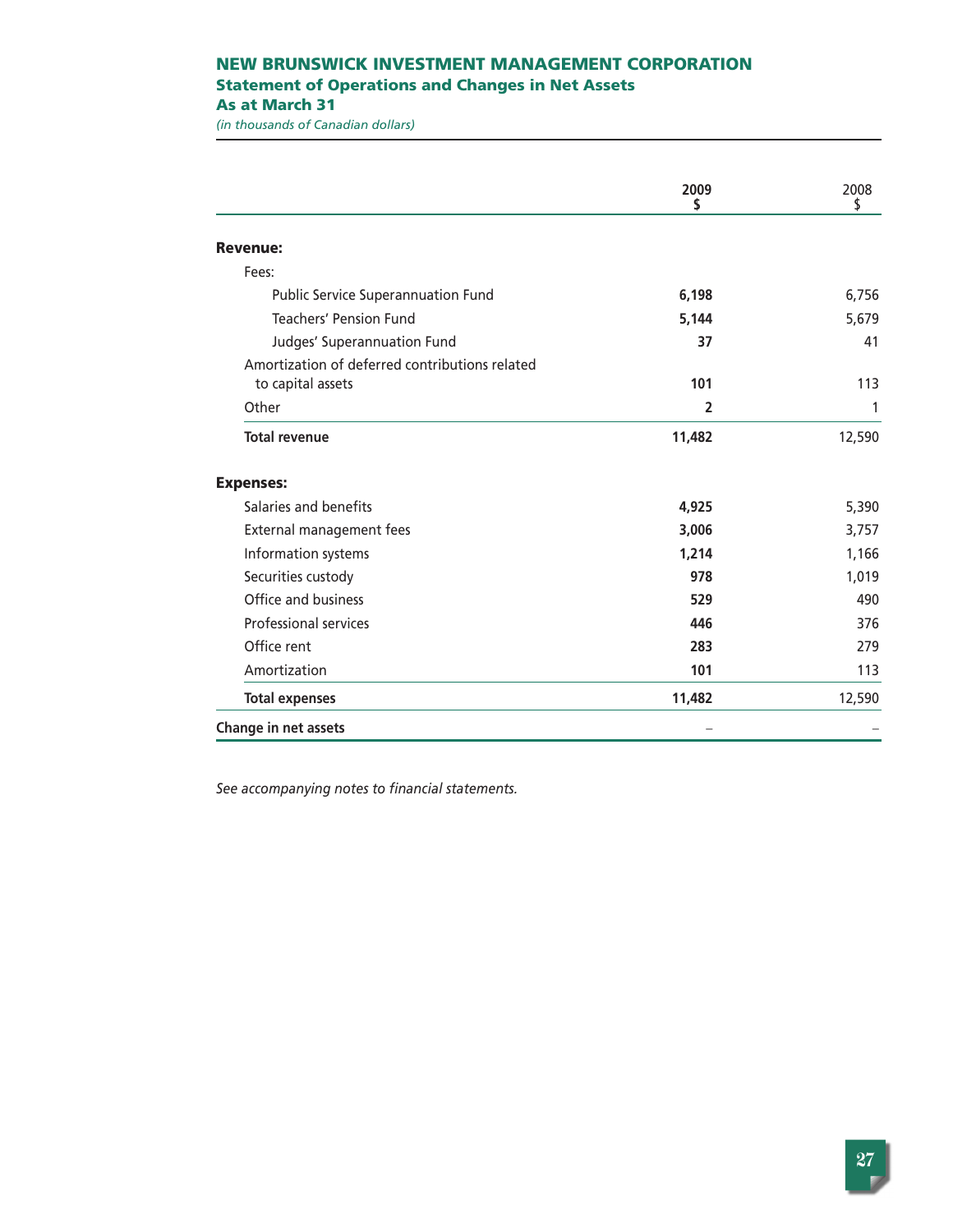# NEW BRUNSWICK INVESTMENT MANAGEMENT CORPORATION

## Statement of Operations and Changes in Net Assets

### As at March 31

*(in thousands of Canadian dollars)*

| | **2009 $** | 2008 $ |
|---|---|---|
| **Revenue:** | | |
| Fees: | | |
| Public Service Superannuation Fund | **6,198** | 6,756 |
| Teachers' Pension Fund | **5,144** | 5,679 |
| Judges' Superannuation Fund | **37** | 41 |
| Amortization of deferred contributions related to capital assets | **101** | 113 |
| Other | **2** | 1 |
| **Total revenue** | **11,482** | 12,590 |
| **Expenses:** | | |
| Salaries and benefits | **4,925** | 5,390 |
| External management fees | **3,006** | 3,757 |
| Information systems | **1,214** | 1,166 |
| Securities custody | **978** | 1,019 |
| Office and business | **529** | 490 |
| Professional services | **446** | 376 |
| Office rent | **283** | 279 |
| Amortization | **101** | 113 |
| **Total expenses** | **11,482** | 12,590 |
| **Change in net assets** | – | – |

*See accompanying notes to financial statements.*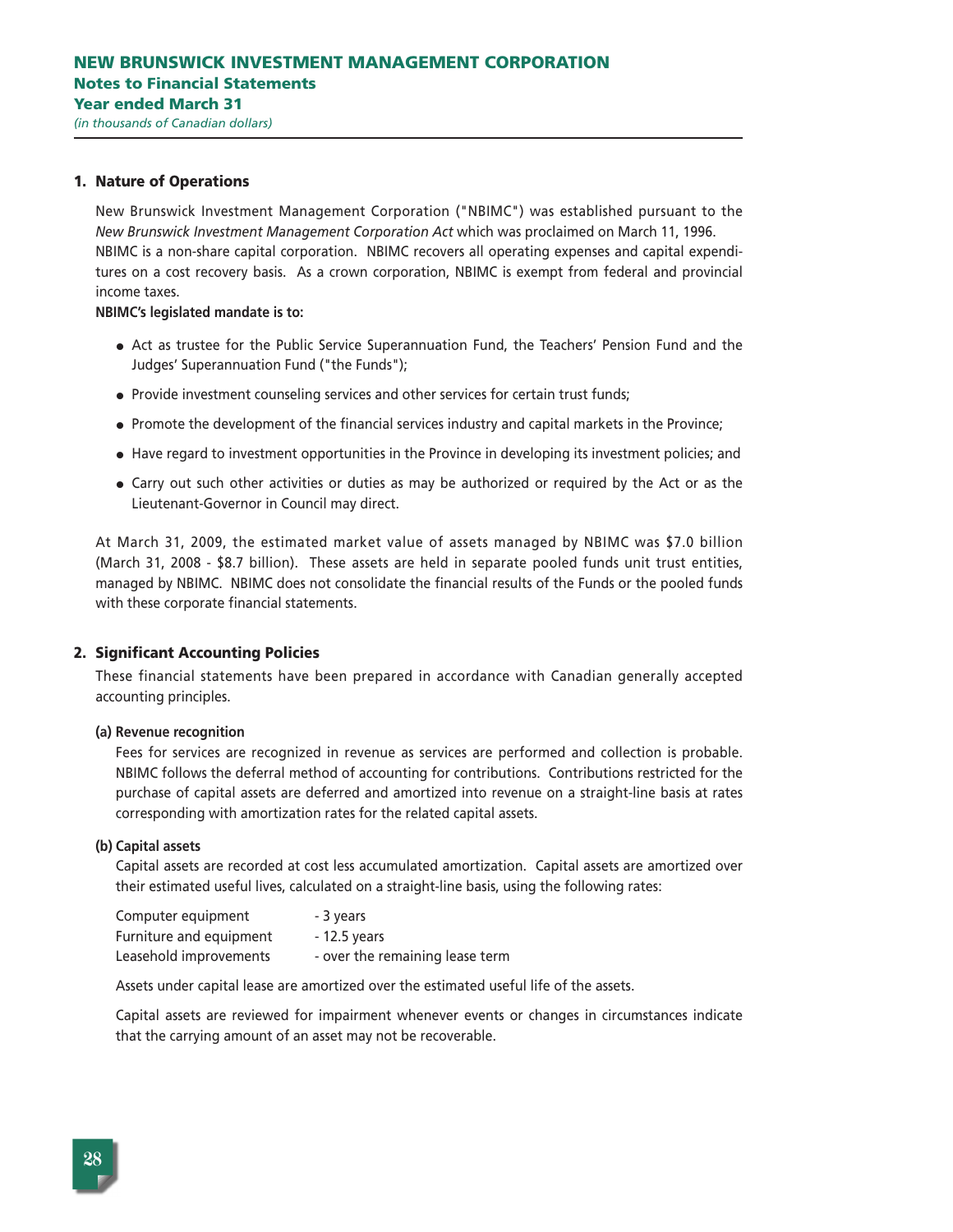# NEW BRUNSWICK INVESTMENT MANAGEMENT CORPORATION

**Notes to Financial Statements**

**Year ended March 31**

*(in thousands of Canadian dollars)*

## 1. Nature of Operations

New Brunswick Investment Management Corporation ("NBIMC") was established pursuant to the *New Brunswick Investment Management Corporation Act* which was proclaimed on March 11, 1996. NBIMC is a non-share capital corporation. NBIMC recovers all operating expenses and capital expenditures on a cost recovery basis. As a crown corporation, NBIMC is exempt from federal and provincial income taxes.

**NBIMC's legislated mandate is to:**

- Act as trustee for the Public Service Superannuation Fund, the Teachers' Pension Fund and the Judges' Superannuation Fund ("the Funds");
- Provide investment counseling services and other services for certain trust funds;
- Promote the development of the financial services industry and capital markets in the Province;
- Have regard to investment opportunities in the Province in developing its investment policies; and
- Carry out such other activities or duties as may be authorized or required by the Act or as the Lieutenant-Governor in Council may direct.

At March 31, 2009, the estimated market value of assets managed by NBIMC was $7.0 billion (March 31, 2008 - $8.7 billion). These assets are held in separate pooled funds unit trust entities, managed by NBIMC. NBIMC does not consolidate the financial results of the Funds or the pooled funds with these corporate financial statements.

## 2. Significant Accounting Policies

These financial statements have been prepared in accordance with Canadian generally accepted accounting principles.

### (a) Revenue recognition

Fees for services are recognized in revenue as services are performed and collection is probable. NBIMC follows the deferral method of accounting for contributions. Contributions restricted for the purchase of capital assets are deferred and amortized into revenue on a straight-line basis at rates corresponding with amortization rates for the related capital assets.

### (b) Capital assets

Capital assets are recorded at cost less accumulated amortization. Capital assets are amortized over their estimated useful lives, calculated on a straight-line basis, using the following rates:

| | |
|---|---|
| Computer equipment | - 3 years |
| Furniture and equipment | - 12.5 years |
| Leasehold improvements | - over the remaining lease term |

Assets under capital lease are amortized over the estimated useful life of the assets.

Capital assets are reviewed for impairment whenever events or changes in circumstances indicate that the carrying amount of an asset may not be recoverable.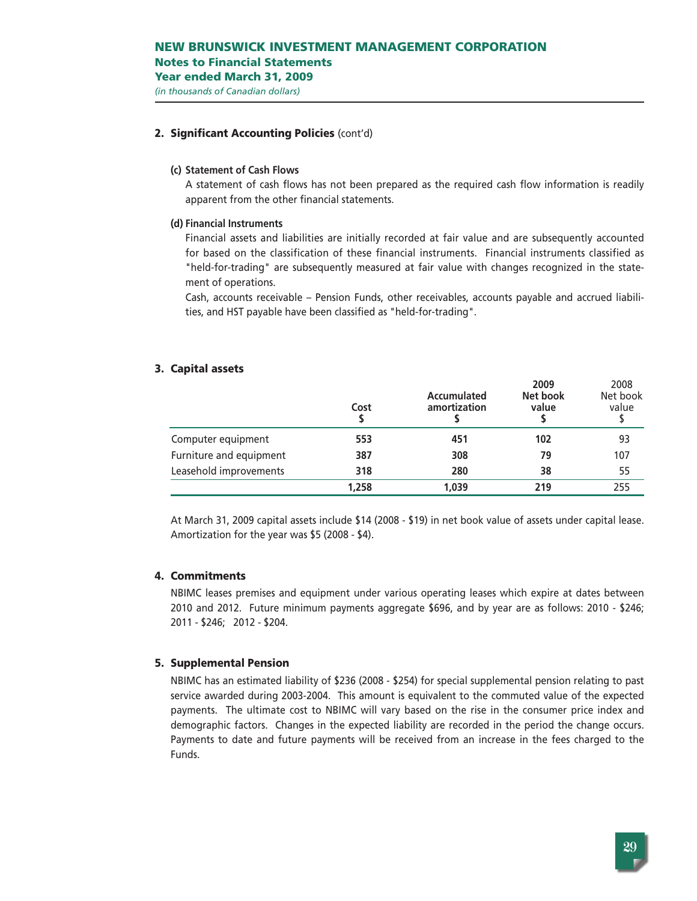## 2. Significant Accounting Policies (cont'd)

**(c) Statement of Cash Flows**

A statement of cash flows has not been prepared as the required cash flow information is readily apparent from the other financial statements.

**(d) Financial Instruments**

Financial assets and liabilities are initially recorded at fair value and are subsequently accounted for based on the classification of these financial instruments. Financial instruments classified as "held-for-trading" are subsequently measured at fair value with changes recognized in the statement of operations.

Cash, accounts receivable – Pension Funds, other receivables, accounts payable and accrued liabilities, and HST payable have been classified as "held-for-trading".

## 3. Capital assets

| | Cost $ | Accumulated amortization $ | 2009 Net book value $ | 2008 Net book value $ |
|---|---|---|---|---|
| Computer equipment | **553** | **451** | **102** | 93 |
| Furniture and equipment | **387** | **308** | **79** | 107 |
| Leasehold improvements | **318** | **280** | **38** | 55 |
| | **1,258** | **1,039** | **219** | 255 |

At March 31, 2009 capital assets include $14 (2008 - $19) in net book value of assets under capital lease. Amortization for the year was $5 (2008 - $4).

## 4. Commitments

NBIMC leases premises and equipment under various operating leases which expire at dates between 2010 and 2012. Future minimum payments aggregate $696, and by year are as follows: 2010 - $246; 2011 - $246; 2012 - $204.

## 5. Supplemental Pension

NBIMC has an estimated liability of $236 (2008 - $254) for special supplemental pension relating to past service awarded during 2003-2004. This amount is equivalent to the commuted value of the expected payments. The ultimate cost to NBIMC will vary based on the rise in the consumer price index and demographic factors. Changes in the expected liability are recorded in the period the change occurs. Payments to date and future payments will be received from an increase in the fees charged to the Funds.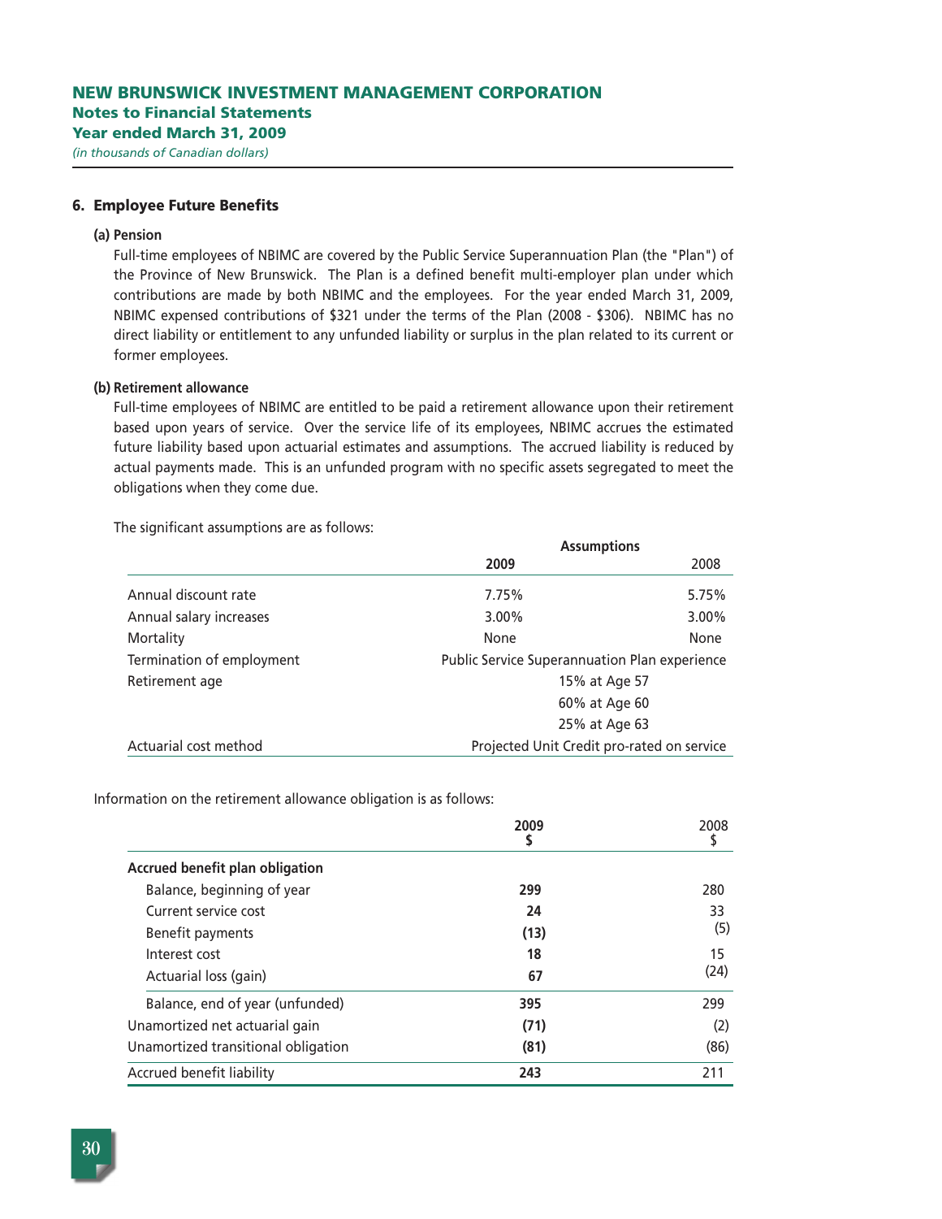# NEW BRUNSWICK INVESTMENT MANAGEMENT CORPORATION
## Notes to Financial Statements
## Year ended March 31, 2009
*(in thousands of Canadian dollars)*

### 6. Employee Future Benefits

**(a) Pension**

Full-time employees of NBIMC are covered by the Public Service Superannuation Plan (the "Plan") of the Province of New Brunswick. The Plan is a defined benefit multi-employer plan under which contributions are made by both NBIMC and the employees. For the year ended March 31, 2009, NBIMC expensed contributions of $321 under the terms of the Plan (2008 - $306). NBIMC has no direct liability or entitlement to any unfunded liability or surplus in the plan related to its current or former employees.

**(b) Retirement allowance**

Full-time employees of NBIMC are entitled to be paid a retirement allowance upon their retirement based upon years of service. Over the service life of its employees, NBIMC accrues the estimated future liability based upon actuarial estimates and assumptions. The accrued liability is reduced by actual payments made. This is an unfunded program with no specific assets segregated to meet the obligations when they come due.

The significant assumptions are as follows:

| | Assumptions | |
|---|---|---|
| | **2009** | 2008 |
| Annual discount rate | 7.75% | 5.75% |
| Annual salary increases | 3.00% | 3.00% |
| Mortality | None | None |
| Termination of employment | Public Service Superannuation Plan experience | |
| Retirement age | 15% at Age 57 | |
| | 60% at Age 60 | |
| | 25% at Age 63 | |
| Actuarial cost method | Projected Unit Credit pro-rated on service | |

Information on the retirement allowance obligation is as follows:

| | **2009 $** | 2008 $ |
|---|---|---|
| **Accrued benefit plan obligation** | | |
| Balance, beginning of year | **299** | 280 |
| Current service cost | **24** | 33 |
| Benefit payments | **(13)** | (5) |
| Interest cost | **18** | 15 |
| Actuarial loss (gain) | **67** | (24) |
| Balance, end of year (unfunded) | **395** | 299 |
| Unamortized net actuarial gain | **(71)** | (2) |
| Unamortized transitional obligation | **(81)** | (86) |
| Accrued benefit liability | **243** | 211 |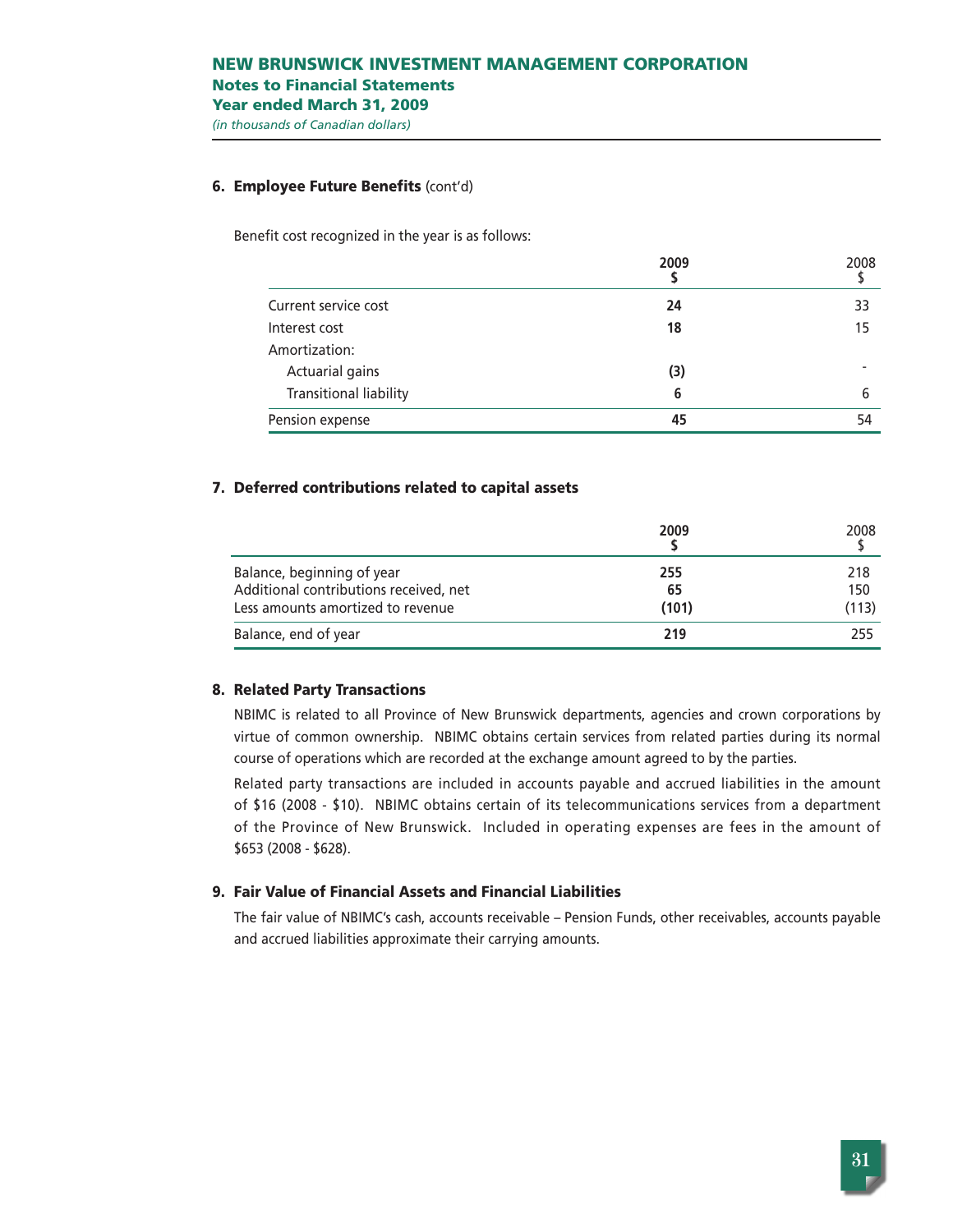#### 6. Employee Future Benefits (cont'd)

Benefit cost recognized in the year is as follows:

| | 2009<br>$ | 2008<br>$ |
|---|---|---|
| Current service cost | **24** | 33 |
| Interest cost | **18** | 15 |
| Amortization: | | |
| Actuarial gains | **(3)** | - |
| Transitional liability | **6** | 6 |
| Pension expense | **45** | 54 |

#### 7. Deferred contributions related to capital assets

| | 2009<br>$ | 2008<br>$ |
|---|---|---|
| Balance, beginning of year | **255** | 218 |
| Additional contributions received, net | **65** | 150 |
| Less amounts amortized to revenue | **(101)** | (113) |
| Balance, end of year | **219** | 255 |

#### 8. Related Party Transactions

NBIMC is related to all Province of New Brunswick departments, agencies and crown corporations by virtue of common ownership. NBIMC obtains certain services from related parties during its normal course of operations which are recorded at the exchange amount agreed to by the parties.

Related party transactions are included in accounts payable and accrued liabilities in the amount of $16 (2008 - $10). NBIMC obtains certain of its telecommunications services from a department of the Province of New Brunswick. Included in operating expenses are fees in the amount of $653 (2008 - $628).

#### 9. Fair Value of Financial Assets and Financial Liabilities

The fair value of NBIMC's cash, accounts receivable – Pension Funds, other receivables, accounts payable and accrued liabilities approximate their carrying amounts.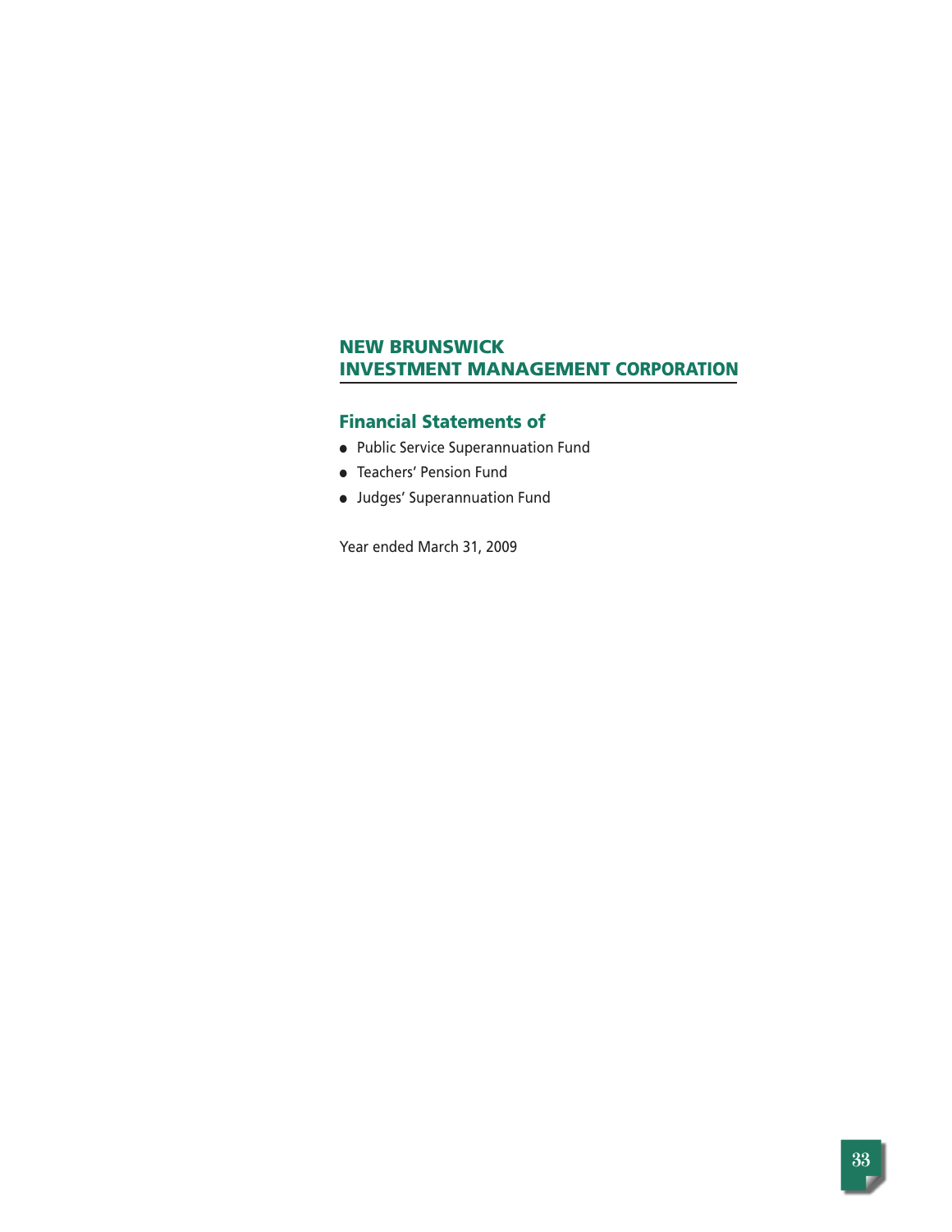# NEW BRUNSWICK INVESTMENT MANAGEMENT CORPORATION

## Financial Statements of

- Public Service Superannuation Fund
- Teachers' Pension Fund
- Judges' Superannuation Fund

Year ended March 31, 2009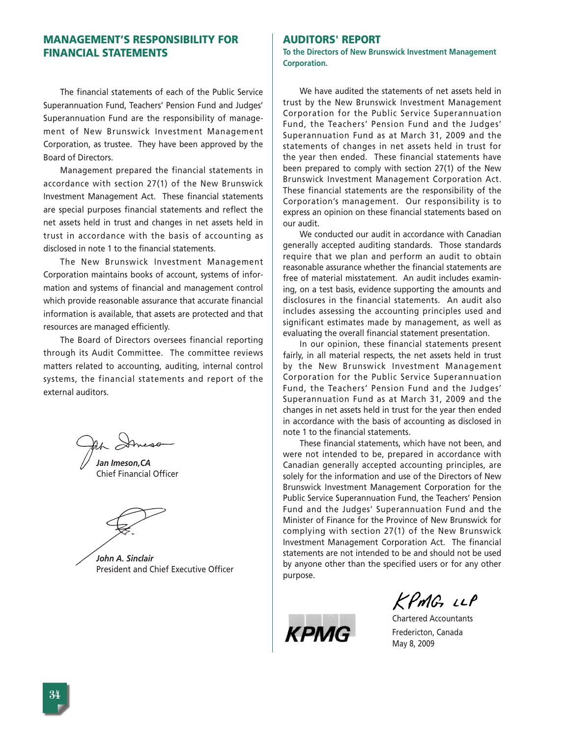## MANAGEMENT'S RESPONSIBILITY FOR FINANCIAL STATEMENTS

The financial statements of each of the Public Service Superannuation Fund, Teachers' Pension Fund and Judges' Superannuation Fund are the responsibility of management of New Brunswick Investment Management Corporation, as trustee. They have been approved by the Board of Directors.

Management prepared the financial statements in accordance with section 27(1) of the New Brunswick Investment Management Act. These financial statements are special purposes financial statements and reflect the net assets held in trust and changes in net assets held in trust in accordance with the basis of accounting as disclosed in note 1 to the financial statements.

The New Brunswick Investment Management Corporation maintains books of account, systems of information and systems of financial and management control which provide reasonable assurance that accurate financial information is available, that assets are protected and that resources are managed efficiently.

The Board of Directors oversees financial reporting through its Audit Committee. The committee reviews matters related to accounting, auditing, internal control systems, the financial statements and report of the external auditors.

***Jan Imeson,CA***
Chief Financial Officer

***John A. Sinclair***
President and Chief Executive Officer

## AUDITORS' REPORT

**To the Directors of New Brunswick Investment Management Corporation.**

We have audited the statements of net assets held in trust by the New Brunswick Investment Management Corporation for the Public Service Superannuation Fund, the Teachers' Pension Fund and the Judges' Superannuation Fund as at March 31, 2009 and the statements of changes in net assets held in trust for the year then ended. These financial statements have been prepared to comply with section 27(1) of the New Brunswick Investment Management Corporation Act. These financial statements are the responsibility of the Corporation's management. Our responsibility is to express an opinion on these financial statements based on our audit.

We conducted our audit in accordance with Canadian generally accepted auditing standards. Those standards require that we plan and perform an audit to obtain reasonable assurance whether the financial statements are free of material misstatement. An audit includes examining, on a test basis, evidence supporting the amounts and disclosures in the financial statements. An audit also includes assessing the accounting principles used and significant estimates made by management, as well as evaluating the overall financial statement presentation.

In our opinion, these financial statements present fairly, in all material respects, the net assets held in trust by the New Brunswick Investment Management Corporation for the Public Service Superannuation Fund, the Teachers' Pension Fund and the Judges' Superannuation Fund as at March 31, 2009 and the changes in net assets held in trust for the year then ended in accordance with the basis of accounting as disclosed in note 1 to the financial statements.

These financial statements, which have not been, and were not intended to be, prepared in accordance with Canadian generally accepted accounting principles, are solely for the information and use of the Directors of New Brunswick Investment Management Corporation for the Public Service Superannuation Fund, the Teachers' Pension Fund and the Judges' Superannuation Fund and the Minister of Finance for the Province of New Brunswick for complying with section 27(1) of the New Brunswick Investment Management Corporation Act. The financial statements are not intended to be and should not be used by anyone other than the specified users or for any other purpose.

KPMG LLP

Chartered Accountants
Fredericton, Canada
May 8, 2009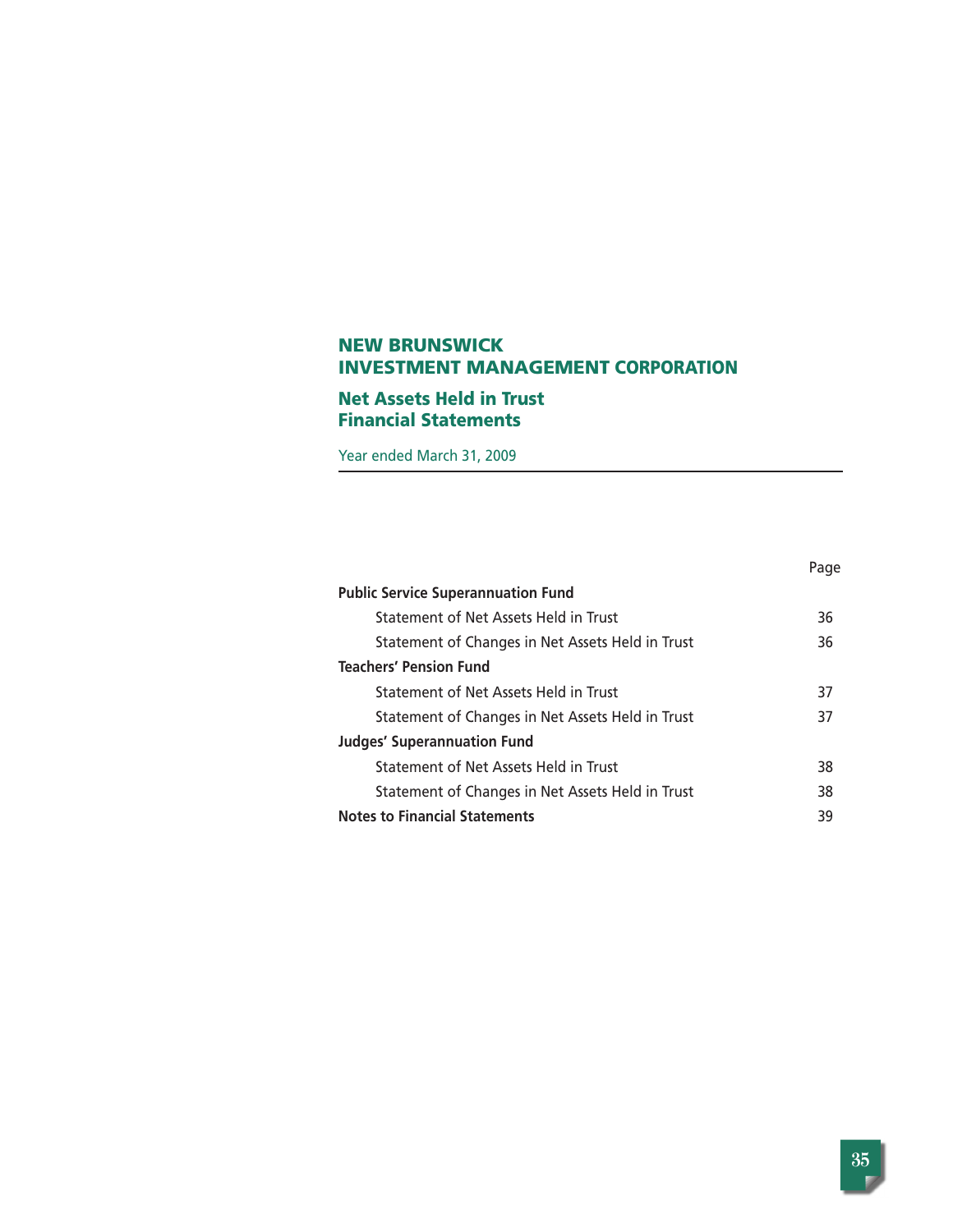# NEW BRUNSWICK INVESTMENT MANAGEMENT CORPORATION

## Net Assets Held in Trust Financial Statements

Year ended March 31, 2009

| | Page |
|---|---|
| **Public Service Superannuation Fund** | |
| Statement of Net Assets Held in Trust | 36 |
| Statement of Changes in Net Assets Held in Trust | 36 |
| **Teachers' Pension Fund** | |
| Statement of Net Assets Held in Trust | 37 |
| Statement of Changes in Net Assets Held in Trust | 37 |
| **Judges' Superannuation Fund** | |
| Statement of Net Assets Held in Trust | 38 |
| Statement of Changes in Net Assets Held in Trust | 38 |
| **Notes to Financial Statements** | 39 |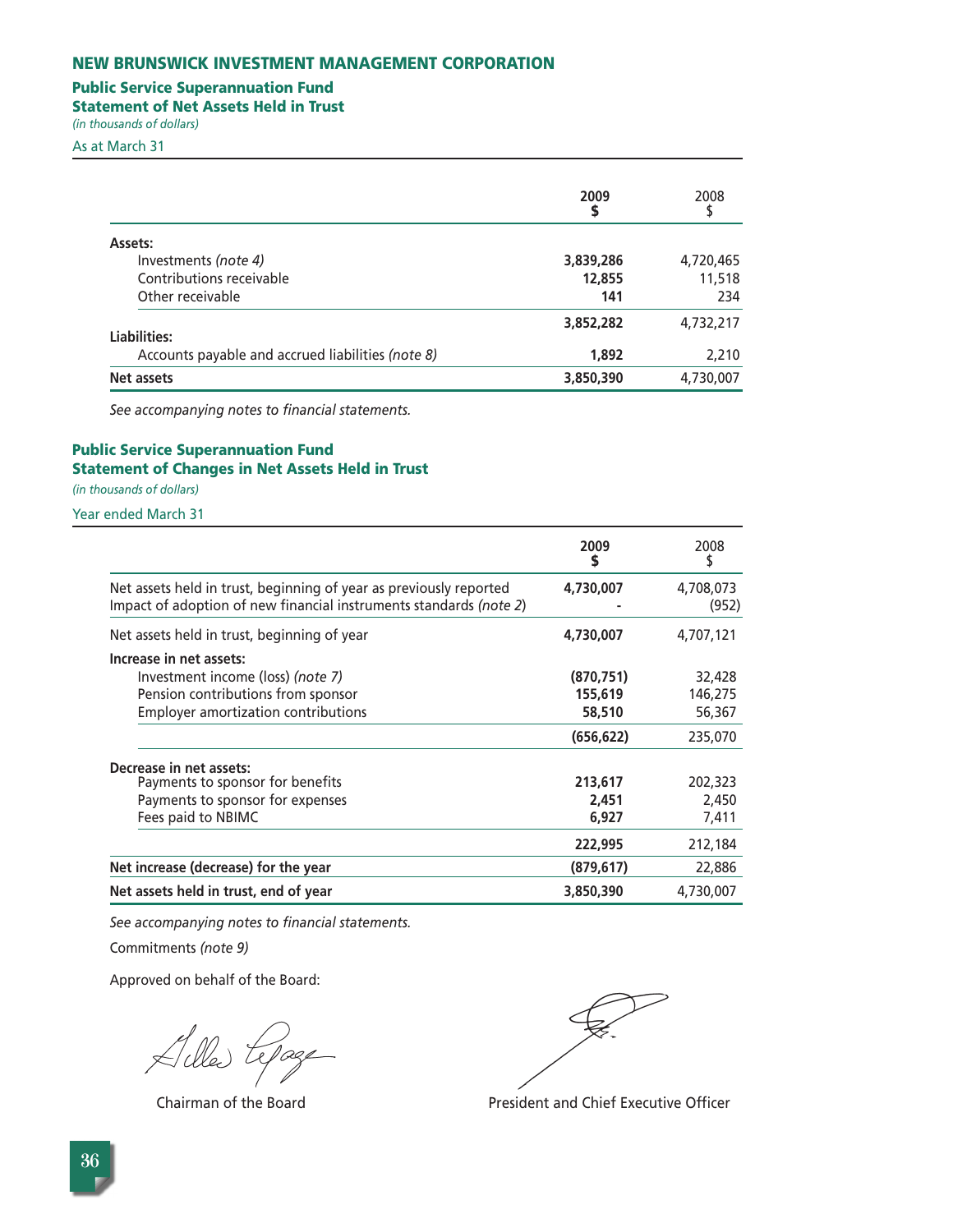# NEW BRUNSWICK INVESTMENT MANAGEMENT CORPORATION

## Public Service Superannuation Fund

### Statement of Net Assets Held in Trust

*(in thousands of dollars)*

As at March 31

| | 2009 $ | 2008 $ |
|---|---|---|
| **Assets:** | | |
| Investments *(note 4)* | **3,839,286** | 4,720,465 |
| Contributions receivable | **12,855** | 11,518 |
| Other receivable | **141** | 234 |
| | **3,852,282** | 4,732,217 |
| **Liabilities:** | | |
| Accounts payable and accrued liabilities *(note 8)* | **1,892** | 2,210 |
| **Net assets** | **3,850,390** | 4,730,007 |

*See accompanying notes to financial statements.*

## Public Service Superannuation Fund

### Statement of Changes in Net Assets Held in Trust

*(in thousands of dollars)*

Year ended March 31

| | 2009 $ | 2008 $ |
|---|---|---|
| Net assets held in trust, beginning of year as previously reported | **4,730,007** | 4,708,073 |
| Impact of adoption of new financial instruments standards *(note 2)* | **-** | (952) |
| Net assets held in trust, beginning of year | **4,730,007** | 4,707,121 |
| **Increase in net assets:** | | |
| Investment income (loss) *(note 7)* | **(870,751)** | 32,428 |
| Pension contributions from sponsor | **155,619** | 146,275 |
| Employer amortization contributions | **58,510** | 56,367 |
| | **(656,622)** | 235,070 |
| **Decrease in net assets:** | | |
| Payments to sponsor for benefits | **213,617** | 202,323 |
| Payments to sponsor for expenses | **2,451** | 2,450 |
| Fees paid to NBIMC | **6,927** | 7,411 |
| | **222,995** | 212,184 |
| **Net increase (decrease) for the year** | **(879,617)** | 22,886 |
| **Net assets held in trust, end of year** | **3,850,390** | 4,730,007 |

*See accompanying notes to financial statements.*

Commitments *(note 9)*

Approved on behalf of the Board:

Chairman of the Board

President and Chief Executive Officer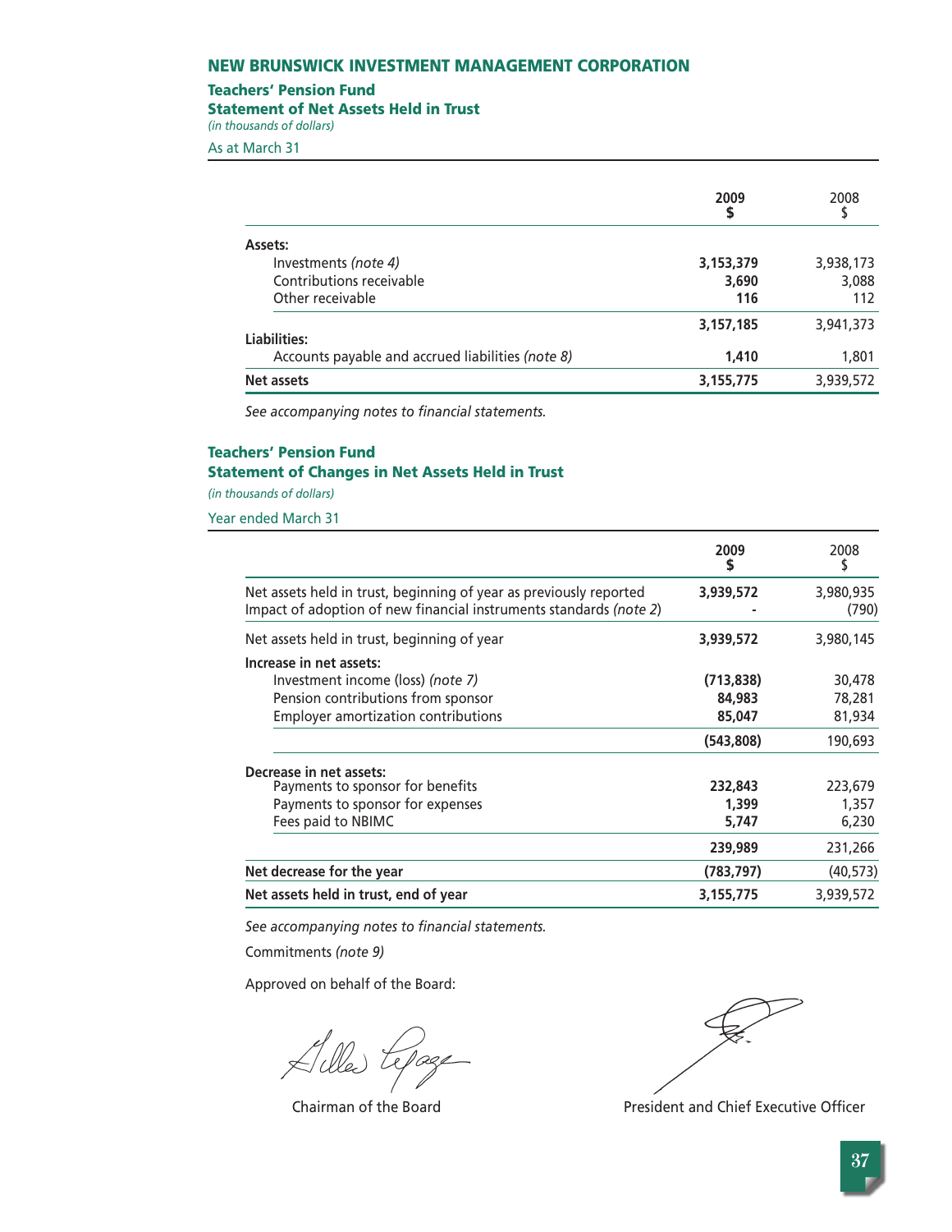# NEW BRUNSWICK INVESTMENT MANAGEMENT CORPORATION

## Teachers' Pension Fund

### Statement of Net Assets Held in Trust

*(in thousands of dollars)*

As at March 31

| | 2009 $ | 2008 $ |
|---|---|---|
| **Assets:** | | |
| Investments *(note 4)* | **3,153,379** | 3,938,173 |
| Contributions receivable | **3,690** | 3,088 |
| Other receivable | **116** | 112 |
| | **3,157,185** | 3,941,373 |
| **Liabilities:** | | |
| Accounts payable and accrued liabilities *(note 8)* | **1,410** | 1,801 |
| **Net assets** | **3,155,775** | 3,939,572 |

*See accompanying notes to financial statements.*

## Teachers' Pension Fund

### Statement of Changes in Net Assets Held in Trust

*(in thousands of dollars)*

Year ended March 31

| | 2009 $ | 2008 $ |
|---|---|---|
| Net assets held in trust, beginning of year as previously reported | **3,939,572** | 3,980,935 |
| Impact of adoption of new financial instruments standards *(note 2)* | **-** | (790) |
| Net assets held in trust, beginning of year | **3,939,572** | 3,980,145 |
| **Increase in net assets:** | | |
| Investment income (loss) *(note 7)* | **(713,838)** | 30,478 |
| Pension contributions from sponsor | **84,983** | 78,281 |
| Employer amortization contributions | **85,047** | 81,934 |
| | **(543,808)** | 190,693 |
| **Decrease in net assets:** | | |
| Payments to sponsor for benefits | **232,843** | 223,679 |
| Payments to sponsor for expenses | **1,399** | 1,357 |
| Fees paid to NBIMC | **5,747** | 6,230 |
| | **239,989** | 231,266 |
| **Net decrease for the year** | **(783,797)** | (40,573) |
| **Net assets held in trust, end of year** | **3,155,775** | 3,939,572 |

*See accompanying notes to financial statements.*

Commitments *(note 9)*

Approved on behalf of the Board:

Chairman of the Board

President and Chief Executive Officer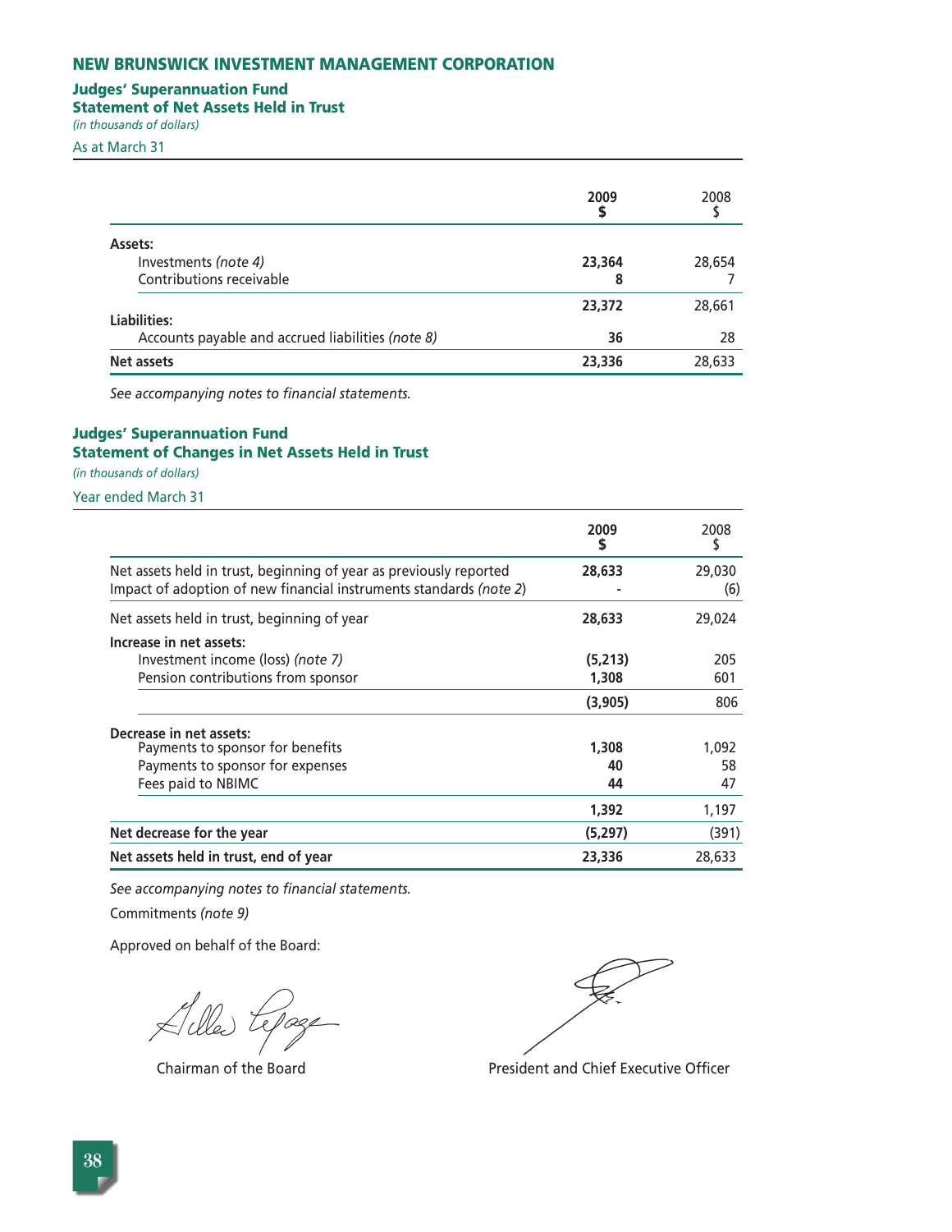# NEW BRUNSWICK INVESTMENT MANAGEMENT CORPORATION

## Judges' Superannuation Fund
## Statement of Net Assets Held in Trust

*(in thousands of dollars)*

As at March 31

| | 2009<br>$ | 2008<br>$ |
|---|---|---|
| **Assets:** | | |
| Investments *(note 4)* | **23,364** | 28,654 |
| Contributions receivable | **8** | 7 |
| | **23,372** | 28,661 |
| **Liabilities:** | | |
| Accounts payable and accrued liabilities *(note 8)* | **36** | 28 |
| **Net assets** | **23,336** | 28,633 |

*See accompanying notes to financial statements.*

## Judges' Superannuation Fund
## Statement of Changes in Net Assets Held in Trust

*(in thousands of dollars)*

Year ended March 31

| | 2009<br>$ | 2008<br>$ |
|---|---|---|
| Net assets held in trust, beginning of year as previously reported | **28,633** | 29,030 |
| Impact of adoption of new financial instruments standards *(note 2)* | **-** | (6) |
| Net assets held in trust, beginning of year | **28,633** | 29,024 |
| **Increase in net assets:** | | |
| Investment income (loss) *(note 7)* | **(5,213)** | 205 |
| Pension contributions from sponsor | **1,308** | 601 |
| | **(3,905)** | 806 |
| **Decrease in net assets:** | | |
| Payments to sponsor for benefits | **1,308** | 1,092 |
| Payments to sponsor for expenses | **40** | 58 |
| Fees paid to NBIMC | **44** | 47 |
| | **1,392** | 1,197 |
| **Net decrease for the year** | **(5,297)** | (391) |
| **Net assets held in trust, end of year** | **23,336** | 28,633 |

*See accompanying notes to financial statements.*

Commitments *(note 9)*

Approved on behalf of the Board:

Chairman of the Board

President and Chief Executive Officer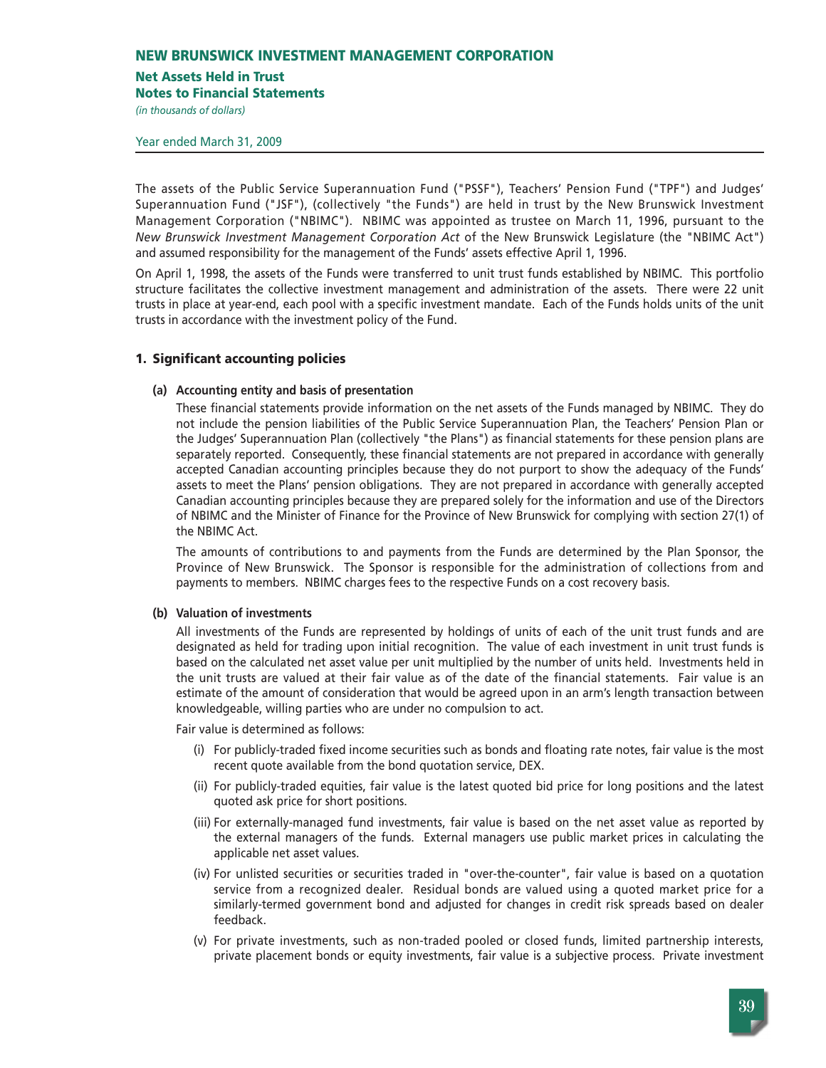# NEW BRUNSWICK INVESTMENT MANAGEMENT CORPORATION

**Net Assets Held in Trust**
**Notes to Financial Statements**
*(in thousands of dollars)*

Year ended March 31, 2009

The assets of the Public Service Superannuation Fund ("PSSF"), Teachers' Pension Fund ("TPF") and Judges' Superannuation Fund ("JSF"), (collectively "the Funds") are held in trust by the New Brunswick Investment Management Corporation ("NBIMC"). NBIMC was appointed as trustee on March 11, 1996, pursuant to the *New Brunswick Investment Management Corporation Act* of the New Brunswick Legislature (the "NBIMC Act") and assumed responsibility for the management of the Funds' assets effective April 1, 1996.

On April 1, 1998, the assets of the Funds were transferred to unit trust funds established by NBIMC. This portfolio structure facilitates the collective investment management and administration of the assets. There were 22 unit trusts in place at year-end, each pool with a specific investment mandate. Each of the Funds holds units of the unit trusts in accordance with the investment policy of the Fund.

## 1. Significant accounting policies

### (a) Accounting entity and basis of presentation

These financial statements provide information on the net assets of the Funds managed by NBIMC. They do not include the pension liabilities of the Public Service Superannuation Plan, the Teachers' Pension Plan or the Judges' Superannuation Plan (collectively "the Plans") as financial statements for these pension plans are separately reported. Consequently, these financial statements are not prepared in accordance with generally accepted Canadian accounting principles because they do not purport to show the adequacy of the Funds' assets to meet the Plans' pension obligations. They are not prepared in accordance with generally accepted Canadian accounting principles because they are prepared solely for the information and use of the Directors of NBIMC and the Minister of Finance for the Province of New Brunswick for complying with section 27(1) of the NBIMC Act.

The amounts of contributions to and payments from the Funds are determined by the Plan Sponsor, the Province of New Brunswick. The Sponsor is responsible for the administration of collections from and payments to members. NBIMC charges fees to the respective Funds on a cost recovery basis.

### (b) Valuation of investments

All investments of the Funds are represented by holdings of units of each of the unit trust funds and are designated as held for trading upon initial recognition. The value of each investment in unit trust funds is based on the calculated net asset value per unit multiplied by the number of units held. Investments held in the unit trusts are valued at their fair value as of the date of the financial statements. Fair value is an estimate of the amount of consideration that would be agreed upon in an arm's length transaction between knowledgeable, willing parties who are under no compulsion to act.

Fair value is determined as follows:

(i) For publicly-traded fixed income securities such as bonds and floating rate notes, fair value is the most recent quote available from the bond quotation service, DEX.

(ii) For publicly-traded equities, fair value is the latest quoted bid price for long positions and the latest quoted ask price for short positions.

(iii) For externally-managed fund investments, fair value is based on the net asset value as reported by the external managers of the funds. External managers use public market prices in calculating the applicable net asset values.

(iv) For unlisted securities or securities traded in "over-the-counter", fair value is based on a quotation service from a recognized dealer. Residual bonds are valued using a quoted market price for a similarly-termed government bond and adjusted for changes in credit risk spreads based on dealer feedback.

(v) For private investments, such as non-traded pooled or closed funds, limited partnership interests, private placement bonds or equity investments, fair value is a subjective process. Private investment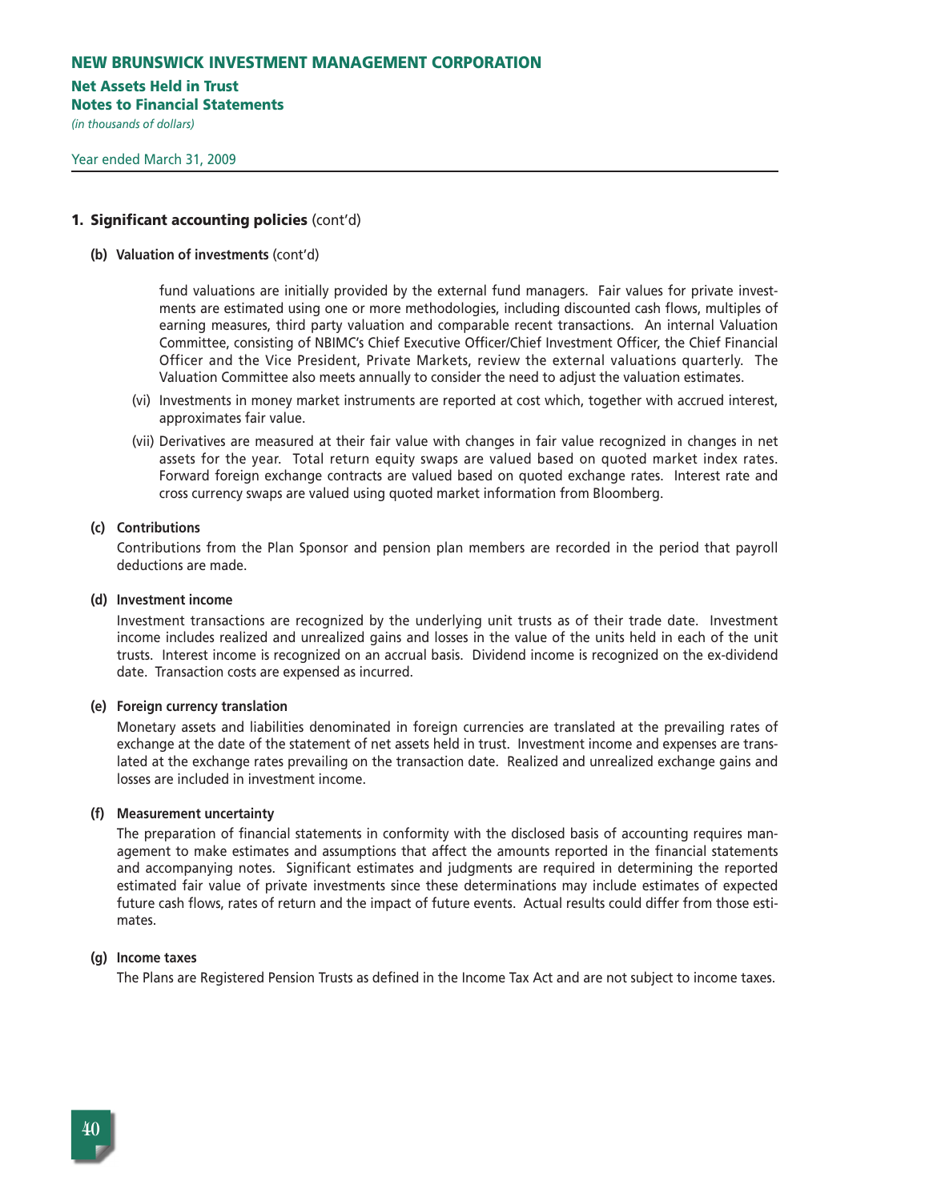## 1. Significant accounting policies (cont'd)

### (b) Valuation of investments (cont'd)

fund valuations are initially provided by the external fund managers. Fair values for private investments are estimated using one or more methodologies, including discounted cash flows, multiples of earning measures, third party valuation and comparable recent transactions. An internal Valuation Committee, consisting of NBIMC's Chief Executive Officer/Chief Investment Officer, the Chief Financial Officer and the Vice President, Private Markets, review the external valuations quarterly. The Valuation Committee also meets annually to consider the need to adjust the valuation estimates.

(vi) Investments in money market instruments are reported at cost which, together with accrued interest, approximates fair value.

(vii) Derivatives are measured at their fair value with changes in fair value recognized in changes in net assets for the year. Total return equity swaps are valued based on quoted market index rates. Forward foreign exchange contracts are valued based on quoted exchange rates. Interest rate and cross currency swaps are valued using quoted market information from Bloomberg.

### (c) Contributions

Contributions from the Plan Sponsor and pension plan members are recorded in the period that payroll deductions are made.

### (d) Investment income

Investment transactions are recognized by the underlying unit trusts as of their trade date. Investment income includes realized and unrealized gains and losses in the value of the units held in each of the unit trusts. Interest income is recognized on an accrual basis. Dividend income is recognized on the ex-dividend date. Transaction costs are expensed as incurred.

### (e) Foreign currency translation

Monetary assets and liabilities denominated in foreign currencies are translated at the prevailing rates of exchange at the date of the statement of net assets held in trust. Investment income and expenses are translated at the exchange rates prevailing on the transaction date. Realized and unrealized exchange gains and losses are included in investment income.

### (f) Measurement uncertainty

The preparation of financial statements in conformity with the disclosed basis of accounting requires management to make estimates and assumptions that affect the amounts reported in the financial statements and accompanying notes. Significant estimates and judgments are required in determining the reported estimated fair value of private investments since these determinations may include estimates of expected future cash flows, rates of return and the impact of future events. Actual results could differ from those estimates.

### (g) Income taxes

The Plans are Registered Pension Trusts as defined in the Income Tax Act and are not subject to income taxes.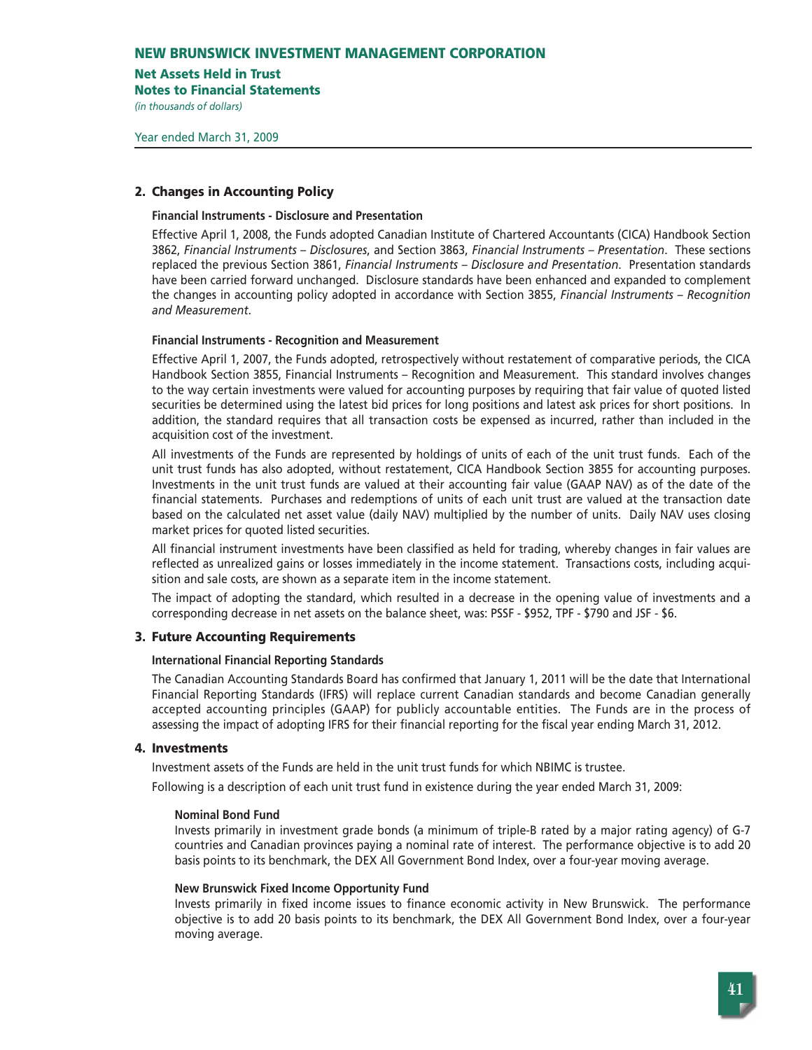## 2. Changes in Accounting Policy

### Financial Instruments - Disclosure and Presentation

Effective April 1, 2008, the Funds adopted Canadian Institute of Chartered Accountants (CICA) Handbook Section 3862, *Financial Instruments – Disclosures*, and Section 3863, *Financial Instruments – Presentation*. These sections replaced the previous Section 3861, *Financial Instruments – Disclosure and Presentation*. Presentation standards have been carried forward unchanged. Disclosure standards have been enhanced and expanded to complement the changes in accounting policy adopted in accordance with Section 3855, *Financial Instruments – Recognition and Measurement*.

### Financial Instruments - Recognition and Measurement

Effective April 1, 2007, the Funds adopted, retrospectively without restatement of comparative periods, the CICA Handbook Section 3855, Financial Instruments – Recognition and Measurement. This standard involves changes to the way certain investments were valued for accounting purposes by requiring that fair value of quoted listed securities be determined using the latest bid prices for long positions and latest ask prices for short positions. In addition, the standard requires that all transaction costs be expensed as incurred, rather than included in the acquisition cost of the investment.

All investments of the Funds are represented by holdings of units of each of the unit trust funds. Each of the unit trust funds has also adopted, without restatement, CICA Handbook Section 3855 for accounting purposes. Investments in the unit trust funds are valued at their accounting fair value (GAAP NAV) as of the date of the financial statements. Purchases and redemptions of units of each unit trust are valued at the transaction date based on the calculated net asset value (daily NAV) multiplied by the number of units. Daily NAV uses closing market prices for quoted listed securities.

All financial instrument investments have been classified as held for trading, whereby changes in fair values are reflected as unrealized gains or losses immediately in the income statement. Transactions costs, including acquisition and sale costs, are shown as a separate item in the income statement.

The impact of adopting the standard, which resulted in a decrease in the opening value of investments and a corresponding decrease in net assets on the balance sheet, was: PSSF - $952, TPF - $790 and JSF - $6.

## 3. Future Accounting Requirements

### International Financial Reporting Standards

The Canadian Accounting Standards Board has confirmed that January 1, 2011 will be the date that International Financial Reporting Standards (IFRS) will replace current Canadian standards and become Canadian generally accepted accounting principles (GAAP) for publicly accountable entities. The Funds are in the process of assessing the impact of adopting IFRS for their financial reporting for the fiscal year ending March 31, 2012.

## 4. Investments

Investment assets of the Funds are held in the unit trust funds for which NBIMC is trustee.

Following is a description of each unit trust fund in existence during the year ended March 31, 2009:

#### Nominal Bond Fund

Invests primarily in investment grade bonds (a minimum of triple-B rated by a major rating agency) of G-7 countries and Canadian provinces paying a nominal rate of interest. The performance objective is to add 20 basis points to its benchmark, the DEX All Government Bond Index, over a four-year moving average.

#### New Brunswick Fixed Income Opportunity Fund

Invests primarily in fixed income issues to finance economic activity in New Brunswick. The performance objective is to add 20 basis points to its benchmark, the DEX All Government Bond Index, over a four-year moving average.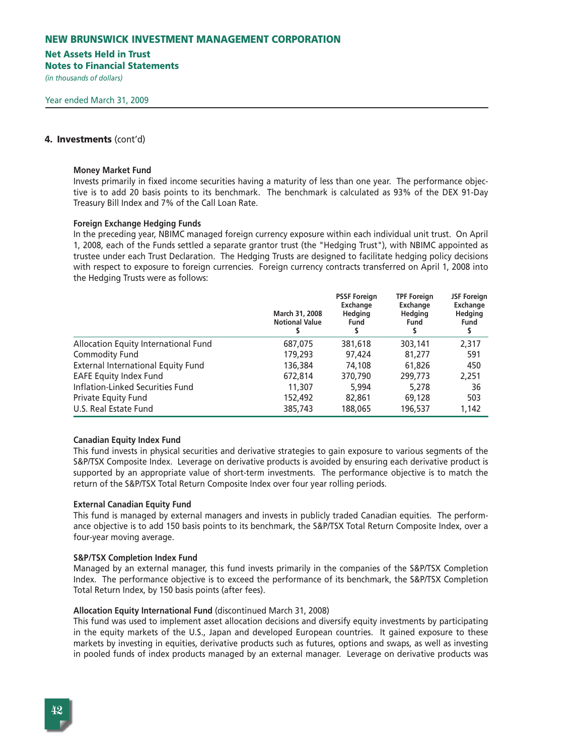## 4. Investments (cont'd)

**Money Market Fund**
Invests primarily in fixed income securities having a maturity of less than one year. The performance objective is to add 20 basis points to its benchmark. The benchmark is calculated as 93% of the DEX 91-Day Treasury Bill Index and 7% of the Call Loan Rate.

**Foreign Exchange Hedging Funds**
In the preceding year, NBIMC managed foreign currency exposure within each individual unit trust. On April 1, 2008, each of the Funds settled a separate grantor trust (the "Hedging Trust"), with NBIMC appointed as trustee under each Trust Declaration. The Hedging Trusts are designed to facilitate hedging policy decisions with respect to exposure to foreign currencies. Foreign currency contracts transferred on April 1, 2008 into the Hedging Trusts were as follows:

| | March 31, 2008 Notional Value $ | PSSF Foreign Exchange Hedging Fund $ | TPF Foreign Exchange Hedging Fund $ | JSF Foreign Exchange Hedging Fund $ |
|---|---|---|---|---|
| Allocation Equity International Fund | 687,075 | 381,618 | 303,141 | 2,317 |
| Commodity Fund | 179,293 | 97,424 | 81,277 | 591 |
| External International Equity Fund | 136,384 | 74,108 | 61,826 | 450 |
| EAFE Equity Index Fund | 672,814 | 370,790 | 299,773 | 2,251 |
| Inflation-Linked Securities Fund | 11,307 | 5,994 | 5,278 | 36 |
| Private Equity Fund | 152,492 | 82,861 | 69,128 | 503 |
| U.S. Real Estate Fund | 385,743 | 188,065 | 196,537 | 1,142 |

**Canadian Equity Index Fund**
This fund invests in physical securities and derivative strategies to gain exposure to various segments of the S&P/TSX Composite Index. Leverage on derivative products is avoided by ensuring each derivative product is supported by an appropriate value of short-term investments. The performance objective is to match the return of the S&P/TSX Total Return Composite Index over four year rolling periods.

**External Canadian Equity Fund**
This fund is managed by external managers and invests in publicly traded Canadian equities. The performance objective is to add 150 basis points to its benchmark, the S&P/TSX Total Return Composite Index, over a four-year moving average.

**S&P/TSX Completion Index Fund**
Managed by an external manager, this fund invests primarily in the companies of the S&P/TSX Completion Index. The performance objective is to exceed the performance of its benchmark, the S&P/TSX Completion Total Return Index, by 150 basis points (after fees).

**Allocation Equity International Fund** (discontinued March 31, 2008)
This fund was used to implement asset allocation decisions and diversify equity investments by participating in the equity markets of the U.S., Japan and developed European countries. It gained exposure to these markets by investing in equities, derivative products such as futures, options and swaps, as well as investing in pooled funds of index products managed by an external manager. Leverage on derivative products was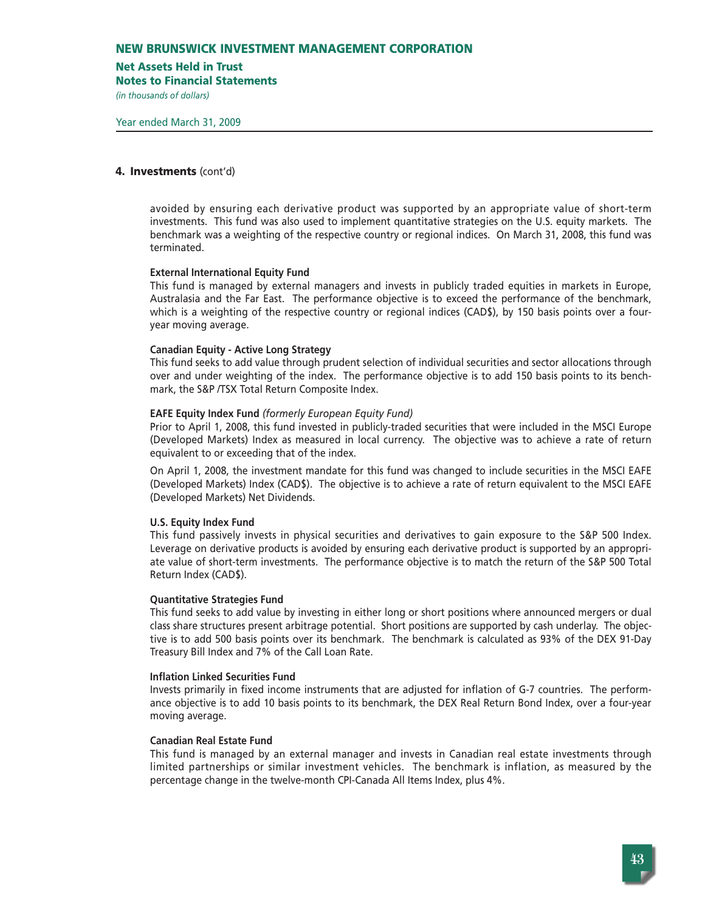## 4. Investments (cont'd)

avoided by ensuring each derivative product was supported by an appropriate value of short-term investments. This fund was also used to implement quantitative strategies on the U.S. equity markets. The benchmark was a weighting of the respective country or regional indices. On March 31, 2008, this fund was terminated.

**External International Equity Fund**

This fund is managed by external managers and invests in publicly traded equities in markets in Europe, Australasia and the Far East. The performance objective is to exceed the performance of the benchmark, which is a weighting of the respective country or regional indices (CAD$), by 150 basis points over a four-year moving average.

**Canadian Equity - Active Long Strategy**

This fund seeks to add value through prudent selection of individual securities and sector allocations through over and under weighting of the index. The performance objective is to add 150 basis points to its benchmark, the S&P /TSX Total Return Composite Index.

**EAFE Equity Index Fund** *(formerly European Equity Fund)*

Prior to April 1, 2008, this fund invested in publicly-traded securities that were included in the MSCI Europe (Developed Markets) Index as measured in local currency. The objective was to achieve a rate of return equivalent to or exceeding that of the index.

On April 1, 2008, the investment mandate for this fund was changed to include securities in the MSCI EAFE (Developed Markets) Index (CAD$). The objective is to achieve a rate of return equivalent to the MSCI EAFE (Developed Markets) Net Dividends.

**U.S. Equity Index Fund**

This fund passively invests in physical securities and derivatives to gain exposure to the S&P 500 Index. Leverage on derivative products is avoided by ensuring each derivative product is supported by an appropriate value of short-term investments. The performance objective is to match the return of the S&P 500 Total Return Index (CAD$).

**Quantitative Strategies Fund**

This fund seeks to add value by investing in either long or short positions where announced mergers or dual class share structures present arbitrage potential. Short positions are supported by cash underlay. The objective is to add 500 basis points over its benchmark. The benchmark is calculated as 93% of the DEX 91-Day Treasury Bill Index and 7% of the Call Loan Rate.

**Inflation Linked Securities Fund**

Invests primarily in fixed income instruments that are adjusted for inflation of G-7 countries. The performance objective is to add 10 basis points to its benchmark, the DEX Real Return Bond Index, over a four-year moving average.

**Canadian Real Estate Fund**

This fund is managed by an external manager and invests in Canadian real estate investments through limited partnerships or similar investment vehicles. The benchmark is inflation, as measured by the percentage change in the twelve-month CPI-Canada All Items Index, plus 4%.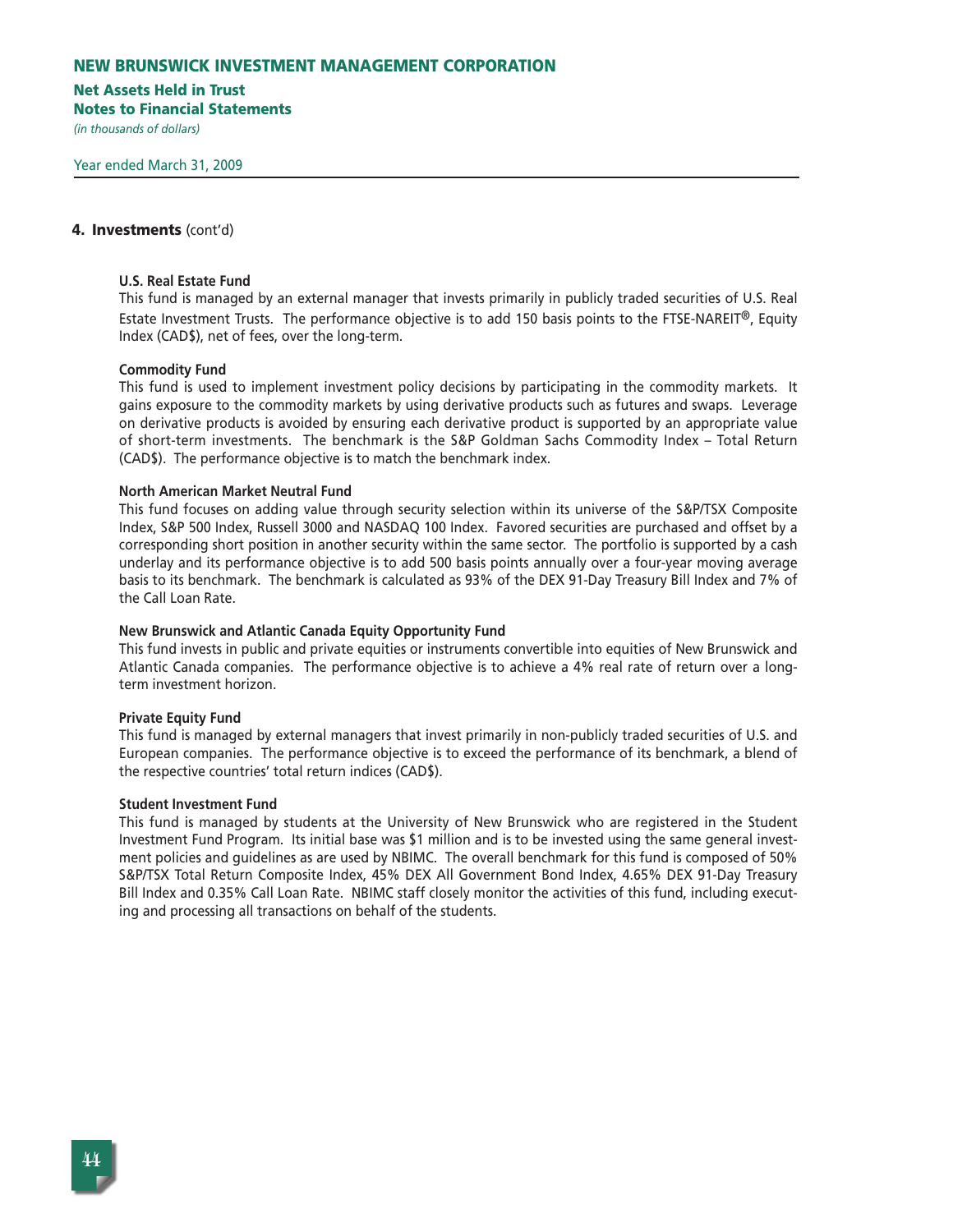## 4. Investments (cont'd)

**U.S. Real Estate Fund**
This fund is managed by an external manager that invests primarily in publicly traded securities of U.S. Real Estate Investment Trusts. The performance objective is to add 150 basis points to the FTSE-NAREIT®, Equity Index (CAD$), net of fees, over the long-term.

**Commodity Fund**
This fund is used to implement investment policy decisions by participating in the commodity markets. It gains exposure to the commodity markets by using derivative products such as futures and swaps. Leverage on derivative products is avoided by ensuring each derivative product is supported by an appropriate value of short-term investments. The benchmark is the S&P Goldman Sachs Commodity Index – Total Return (CAD$). The performance objective is to match the benchmark index.

**North American Market Neutral Fund**
This fund focuses on adding value through security selection within its universe of the S&P/TSX Composite Index, S&P 500 Index, Russell 3000 and NASDAQ 100 Index. Favored securities are purchased and offset by a corresponding short position in another security within the same sector. The portfolio is supported by a cash underlay and its performance objective is to add 500 basis points annually over a four-year moving average basis to its benchmark. The benchmark is calculated as 93% of the DEX 91-Day Treasury Bill Index and 7% of the Call Loan Rate.

**New Brunswick and Atlantic Canada Equity Opportunity Fund**
This fund invests in public and private equities or instruments convertible into equities of New Brunswick and Atlantic Canada companies. The performance objective is to achieve a 4% real rate of return over a long-term investment horizon.

**Private Equity Fund**
This fund is managed by external managers that invest primarily in non-publicly traded securities of U.S. and European companies. The performance objective is to exceed the performance of its benchmark, a blend of the respective countries' total return indices (CAD$).

**Student Investment Fund**
This fund is managed by students at the University of New Brunswick who are registered in the Student Investment Fund Program. Its initial base was $1 million and is to be invested using the same general investment policies and guidelines as are used by NBIMC. The overall benchmark for this fund is composed of 50% S&P/TSX Total Return Composite Index, 45% DEX All Government Bond Index, 4.65% DEX 91-Day Treasury Bill Index and 0.35% Call Loan Rate. NBIMC staff closely monitor the activities of this fund, including executing and processing all transactions on behalf of the students.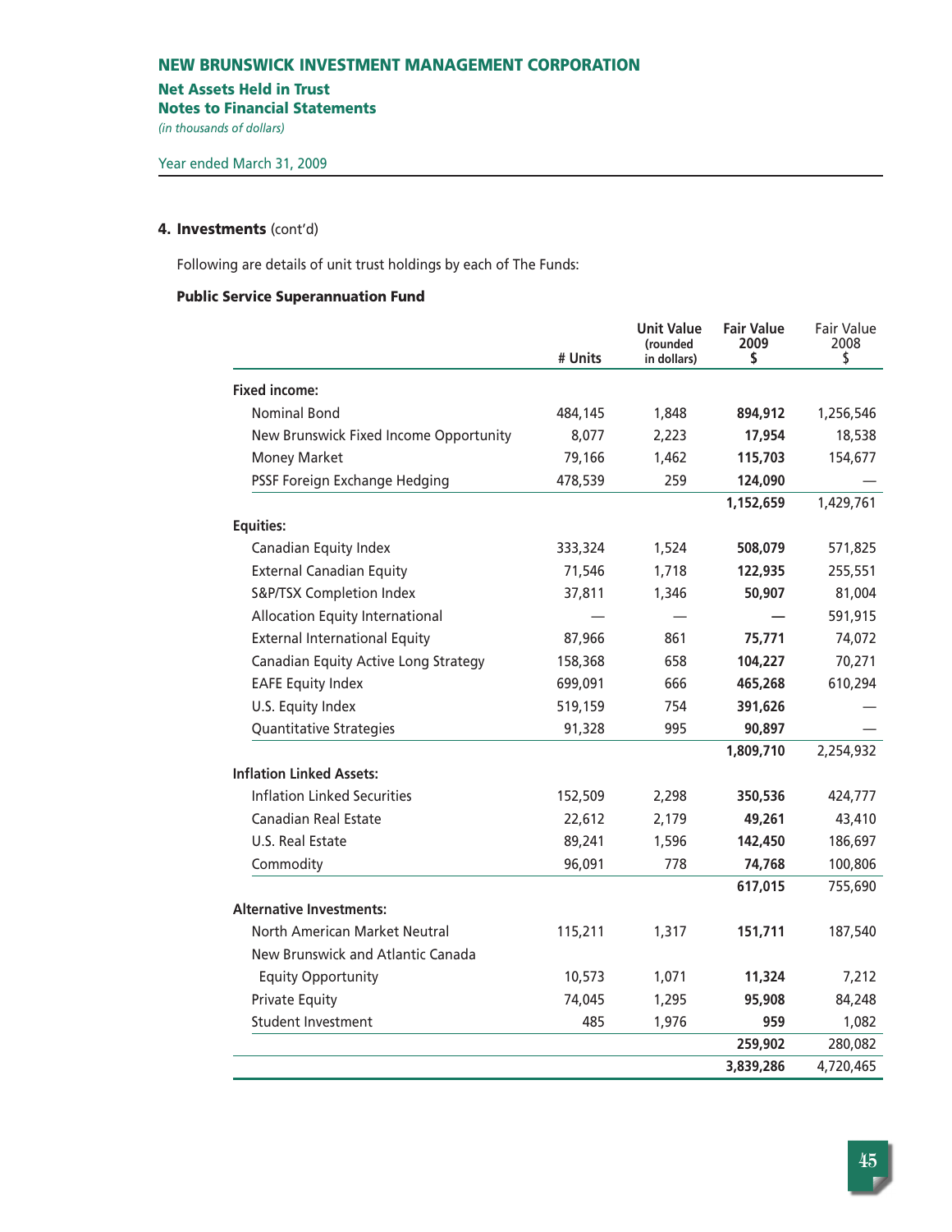# NEW BRUNSWICK INVESTMENT MANAGEMENT CORPORATION

## Net Assets Held in Trust
## Notes to Financial Statements

*(in thousands of dollars)*

Year ended March 31, 2009

### 4. Investments (cont'd)

Following are details of unit trust holdings by each of The Funds:

**Public Service Superannuation Fund**

| | # Units | Unit Value (rounded in dollars) | Fair Value 2009 $ | Fair Value 2008 $ |
|---|---|---|---|---|
| **Fixed income:** | | | | |
| Nominal Bond | 484,145 | 1,848 | **894,912** | 1,256,546 |
| New Brunswick Fixed Income Opportunity | 8,077 | 2,223 | **17,954** | 18,538 |
| Money Market | 79,166 | 1,462 | **115,703** | 154,677 |
| PSSF Foreign Exchange Hedging | 478,539 | 259 | **124,090** | — |
| | | | **1,152,659** | 1,429,761 |
| **Equities:** | | | | |
| Canadian Equity Index | 333,324 | 1,524 | **508,079** | 571,825 |
| External Canadian Equity | 71,546 | 1,718 | **122,935** | 255,551 |
| S&P/TSX Completion Index | 37,811 | 1,346 | **50,907** | 81,004 |
| Allocation Equity International | — | — | **—** | 591,915 |
| External International Equity | 87,966 | 861 | **75,771** | 74,072 |
| Canadian Equity Active Long Strategy | 158,368 | 658 | **104,227** | 70,271 |
| EAFE Equity Index | 699,091 | 666 | **465,268** | 610,294 |
| U.S. Equity Index | 519,159 | 754 | **391,626** | — |
| Quantitative Strategies | 91,328 | 995 | **90,897** | — |
| | | | **1,809,710** | 2,254,932 |
| **Inflation Linked Assets:** | | | | |
| Inflation Linked Securities | 152,509 | 2,298 | **350,536** | 424,777 |
| Canadian Real Estate | 22,612 | 2,179 | **49,261** | 43,410 |
| U.S. Real Estate | 89,241 | 1,596 | **142,450** | 186,697 |
| Commodity | 96,091 | 778 | **74,768** | 100,806 |
| | | | **617,015** | 755,690 |
| **Alternative Investments:** | | | | |
| North American Market Neutral | 115,211 | 1,317 | **151,711** | 187,540 |
| New Brunswick and Atlantic Canada Equity Opportunity | 10,573 | 1,071 | **11,324** | 7,212 |
| Private Equity | 74,045 | 1,295 | **95,908** | 84,248 |
| Student Investment | 485 | 1,976 | **959** | 1,082 |
| | | | **259,902** | 280,082 |
| | | | **3,839,286** | 4,720,465 |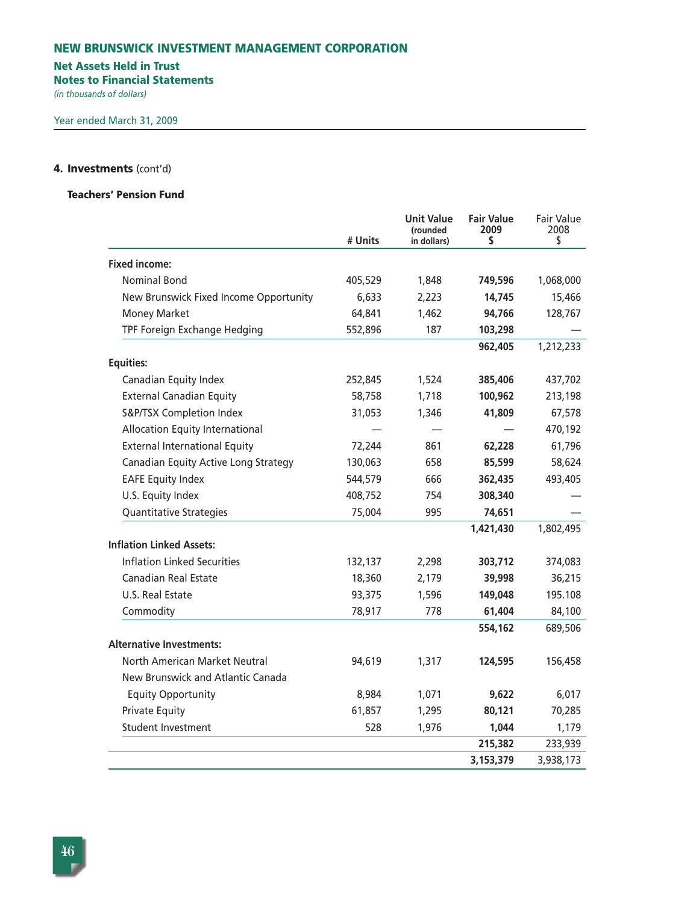**NEW BRUNSWICK INVESTMENT MANAGEMENT CORPORATION**

**Net Assets Held in Trust**
**Notes to Financial Statements**
*(in thousands of dollars)*

Year ended March 31, 2009

### 4. Investments (cont'd)

#### Teachers' Pension Fund

| | # Units | Unit Value (rounded in dollars) | Fair Value 2009 $ | Fair Value 2008 $ |
|---|---|---|---|---|
| **Fixed income:** | | | | |
| Nominal Bond | 405,529 | 1,848 | **749,596** | 1,068,000 |
| New Brunswick Fixed Income Opportunity | 6,633 | 2,223 | **14,745** | 15,466 |
| Money Market | 64,841 | 1,462 | **94,766** | 128,767 |
| TPF Foreign Exchange Hedging | 552,896 | 187 | **103,298** | — |
| | | | **962,405** | 1,212,233 |
| **Equities:** | | | | |
| Canadian Equity Index | 252,845 | 1,524 | **385,406** | 437,702 |
| External Canadian Equity | 58,758 | 1,718 | **100,962** | 213,198 |
| S&P/TSX Completion Index | 31,053 | 1,346 | **41,809** | 67,578 |
| Allocation Equity International | — | — | **—** | 470,192 |
| External International Equity | 72,244 | 861 | **62,228** | 61,796 |
| Canadian Equity Active Long Strategy | 130,063 | 658 | **85,599** | 58,624 |
| EAFE Equity Index | 544,579 | 666 | **362,435** | 493,405 |
| U.S. Equity Index | 408,752 | 754 | **308,340** | — |
| Quantitative Strategies | 75,004 | 995 | **74,651** | — |
| | | | **1,421,430** | 1,802,495 |
| **Inflation Linked Assets:** | | | | |
| Inflation Linked Securities | 132,137 | 2,298 | **303,712** | 374,083 |
| Canadian Real Estate | 18,360 | 2,179 | **39,998** | 36,215 |
| U.S. Real Estate | 93,375 | 1,596 | **149,048** | 195.108 |
| Commodity | 78,917 | 778 | **61,404** | 84,100 |
| | | | **554,162** | 689,506 |
| **Alternative Investments:** | | | | |
| North American Market Neutral | 94,619 | 1,317 | **124,595** | 156,458 |
| New Brunswick and Atlantic Canada Equity Opportunity | 8,984 | 1,071 | **9,622** | 6,017 |
| Private Equity | 61,857 | 1,295 | **80,121** | 70,285 |
| Student Investment | 528 | 1,976 | **1,044** | 1,179 |
| | | | **215,382** | 233,939 |
| | | | **3,153,379** | 3,938,173 |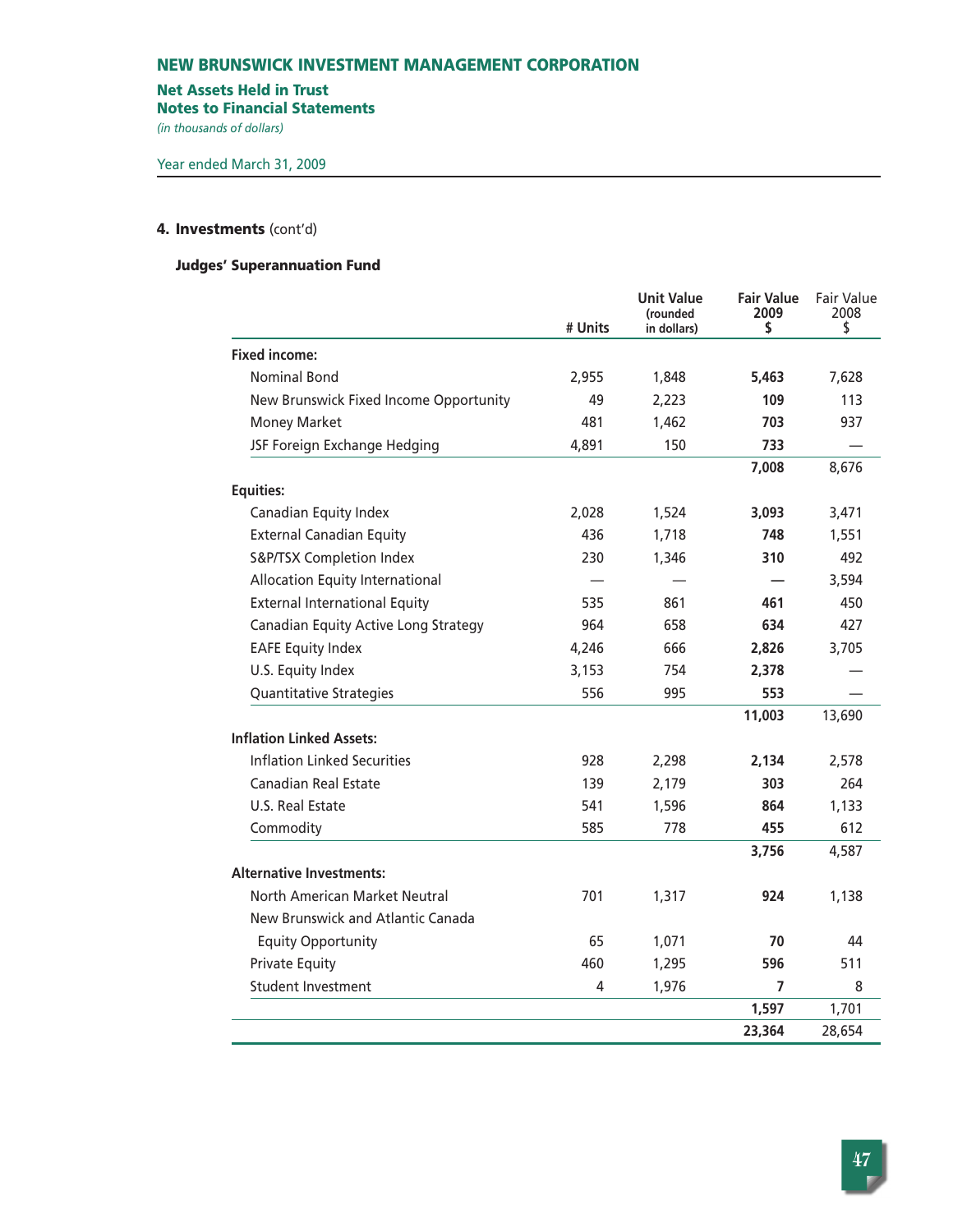# NEW BRUNSWICK INVESTMENT MANAGEMENT CORPORATION

## Net Assets Held in Trust
## Notes to Financial Statements

*(in thousands of dollars)*

Year ended March 31, 2009

### 4. Investments (cont'd)

#### Judges' Superannuation Fund

| | # Units | Unit Value (rounded in dollars) | Fair Value 2009 $ | Fair Value 2008 $ |
|---|---|---|---|---|
| **Fixed income:** | | | | |
| Nominal Bond | 2,955 | 1,848 | **5,463** | 7,628 |
| New Brunswick Fixed Income Opportunity | 49 | 2,223 | **109** | 113 |
| Money Market | 481 | 1,462 | **703** | 937 |
| JSF Foreign Exchange Hedging | 4,891 | 150 | **733** | — |
| | | | **7,008** | 8,676 |
| **Equities:** | | | | |
| Canadian Equity Index | 2,028 | 1,524 | **3,093** | 3,471 |
| External Canadian Equity | 436 | 1,718 | **748** | 1,551 |
| S&P/TSX Completion Index | 230 | 1,346 | **310** | 492 |
| Allocation Equity International | — | — | **—** | 3,594 |
| External International Equity | 535 | 861 | **461** | 450 |
| Canadian Equity Active Long Strategy | 964 | 658 | **634** | 427 |
| EAFE Equity Index | 4,246 | 666 | **2,826** | 3,705 |
| U.S. Equity Index | 3,153 | 754 | **2,378** | — |
| Quantitative Strategies | 556 | 995 | **553** | — |
| | | | **11,003** | 13,690 |
| **Inflation Linked Assets:** | | | | |
| Inflation Linked Securities | 928 | 2,298 | **2,134** | 2,578 |
| Canadian Real Estate | 139 | 2,179 | **303** | 264 |
| U.S. Real Estate | 541 | 1,596 | **864** | 1,133 |
| Commodity | 585 | 778 | **455** | 612 |
| | | | **3,756** | 4,587 |
| **Alternative Investments:** | | | | |
| North American Market Neutral | 701 | 1,317 | **924** | 1,138 |
| New Brunswick and Atlantic Canada Equity Opportunity | 65 | 1,071 | **70** | 44 |
| Private Equity | 460 | 1,295 | **596** | 511 |
| Student Investment | 4 | 1,976 | **7** | 8 |
| | | | **1,597** | 1,701 |
| | | | **23,364** | 28,654 |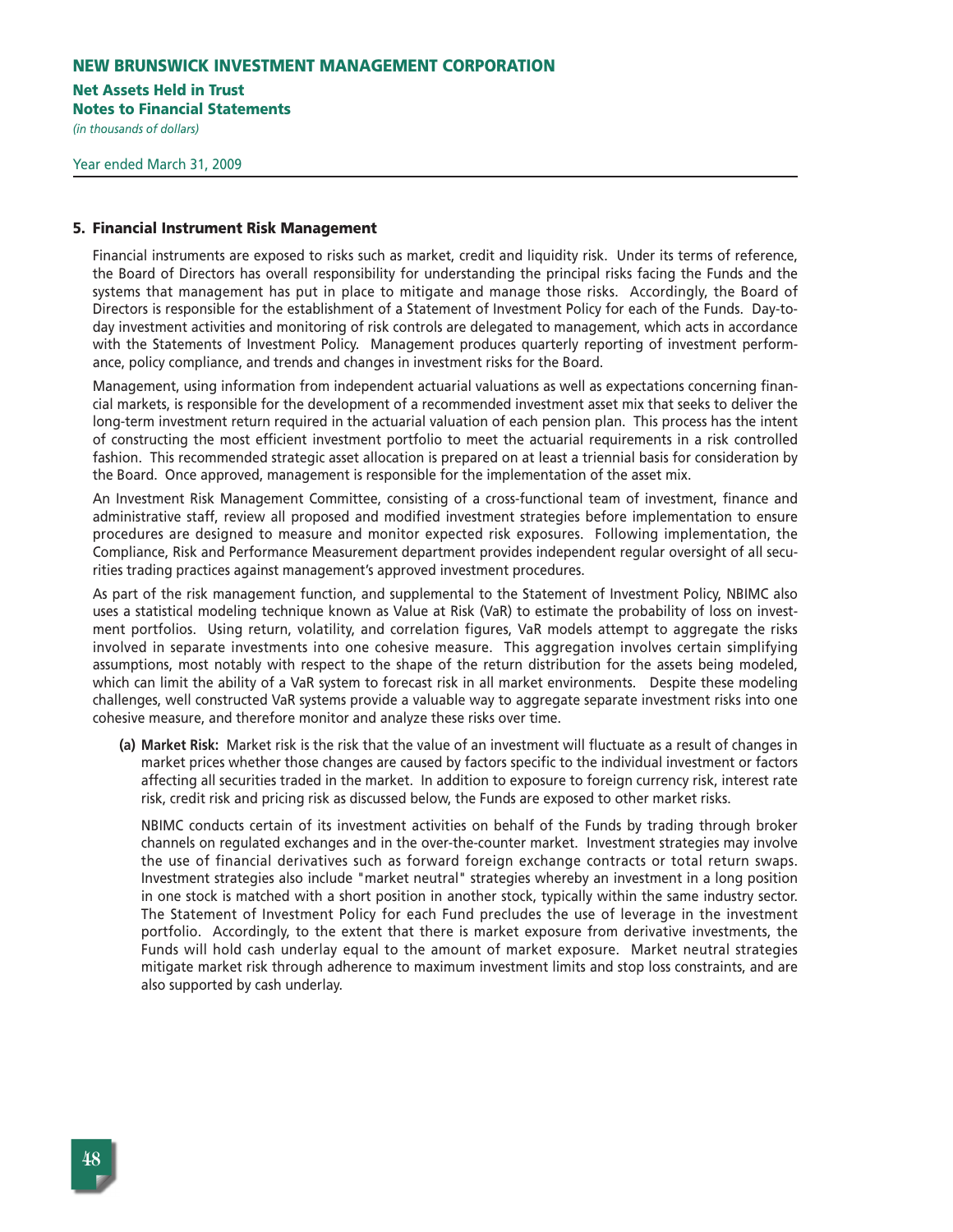## 5. Financial Instrument Risk Management

Financial instruments are exposed to risks such as market, credit and liquidity risk. Under its terms of reference, the Board of Directors has overall responsibility for understanding the principal risks facing the Funds and the systems that management has put in place to mitigate and manage those risks. Accordingly, the Board of Directors is responsible for the establishment of a Statement of Investment Policy for each of the Funds. Day-to-day investment activities and monitoring of risk controls are delegated to management, which acts in accordance with the Statements of Investment Policy. Management produces quarterly reporting of investment performance, policy compliance, and trends and changes in investment risks for the Board.

Management, using information from independent actuarial valuations as well as expectations concerning financial markets, is responsible for the development of a recommended investment asset mix that seeks to deliver the long-term investment return required in the actuarial valuation of each pension plan. This process has the intent of constructing the most efficient investment portfolio to meet the actuarial requirements in a risk controlled fashion. This recommended strategic asset allocation is prepared on at least a triennial basis for consideration by the Board. Once approved, management is responsible for the implementation of the asset mix.

An Investment Risk Management Committee, consisting of a cross-functional team of investment, finance and administrative staff, review all proposed and modified investment strategies before implementation to ensure procedures are designed to measure and monitor expected risk exposures. Following implementation, the Compliance, Risk and Performance Measurement department provides independent regular oversight of all securities trading practices against management's approved investment procedures.

As part of the risk management function, and supplemental to the Statement of Investment Policy, NBIMC also uses a statistical modeling technique known as Value at Risk (VaR) to estimate the probability of loss on investment portfolios. Using return, volatility, and correlation figures, VaR models attempt to aggregate the risks involved in separate investments into one cohesive measure. This aggregation involves certain simplifying assumptions, most notably with respect to the shape of the return distribution for the assets being modeled, which can limit the ability of a VaR system to forecast risk in all market environments. Despite these modeling challenges, well constructed VaR systems provide a valuable way to aggregate separate investment risks into one cohesive measure, and therefore monitor and analyze these risks over time.

**(a) Market Risk:** Market risk is the risk that the value of an investment will fluctuate as a result of changes in market prices whether those changes are caused by factors specific to the individual investment or factors affecting all securities traded in the market. In addition to exposure to foreign currency risk, interest rate risk, credit risk and pricing risk as discussed below, the Funds are exposed to other market risks.

NBIMC conducts certain of its investment activities on behalf of the Funds by trading through broker channels on regulated exchanges and in the over-the-counter market. Investment strategies may involve the use of financial derivatives such as forward foreign exchange contracts or total return swaps. Investment strategies also include "market neutral" strategies whereby an investment in a long position in one stock is matched with a short position in another stock, typically within the same industry sector. The Statement of Investment Policy for each Fund precludes the use of leverage in the investment portfolio. Accordingly, to the extent that there is market exposure from derivative investments, the Funds will hold cash underlay equal to the amount of market exposure. Market neutral strategies mitigate market risk through adherence to maximum investment limits and stop loss constraints, and are also supported by cash underlay.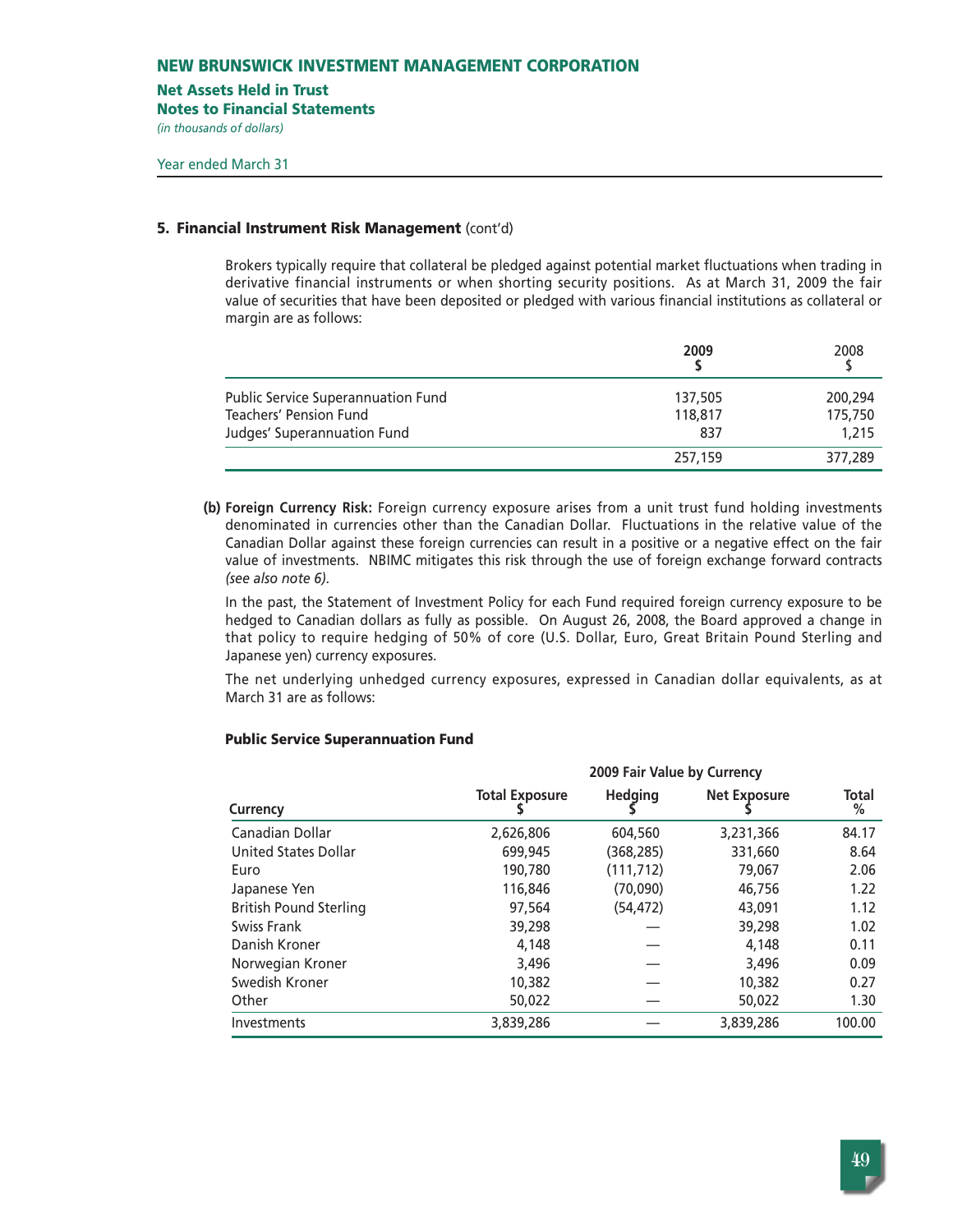## NEW BRUNSWICK INVESTMENT MANAGEMENT CORPORATION

**Net Assets Held in Trust**
**Notes to Financial Statements**
*(in thousands of dollars)*

Year ended March 31

### 5. Financial Instrument Risk Management (cont'd)

Brokers typically require that collateral be pledged against potential market fluctuations when trading in derivative financial instruments or when shorting security positions. As at March 31, 2009 the fair value of securities that have been deposited or pledged with various financial institutions as collateral or margin are as follows:

| | **2009** **$** | 2008 $ |
|---|---|---|
| Public Service Superannuation Fund | 137,505 | 200,294 |
| Teachers' Pension Fund | 118,817 | 175,750 |
| Judges' Superannuation Fund | 837 | 1,215 |
| | 257,159 | 377,289 |

**(b) Foreign Currency Risk:** Foreign currency exposure arises from a unit trust fund holding investments denominated in currencies other than the Canadian Dollar. Fluctuations in the relative value of the Canadian Dollar against these foreign currencies can result in a positive or a negative effect on the fair value of investments. NBIMC mitigates this risk through the use of foreign exchange forward contracts *(see also note 6)*.

In the past, the Statement of Investment Policy for each Fund required foreign currency exposure to be hedged to Canadian dollars as fully as possible. On August 26, 2008, the Board approved a change in that policy to require hedging of 50% of core (U.S. Dollar, Euro, Great Britain Pound Sterling and Japanese yen) currency exposures.

The net underlying unhedged currency exposures, expressed in Canadian dollar equivalents, as at March 31 are as follows:

**Public Service Superannuation Fund**

| | **2009 Fair Value by Currency** | | | |
|---|---|---|---|---|
| **Currency** | **Total Exposure $** | **Hedging $** | **Net Exposure $** | **Total %** |
| Canadian Dollar | 2,626,806 | 604,560 | 3,231,366 | 84.17 |
| United States Dollar | 699,945 | (368,285) | 331,660 | 8.64 |
| Euro | 190,780 | (111,712) | 79,067 | 2.06 |
| Japanese Yen | 116,846 | (70,090) | 46,756 | 1.22 |
| British Pound Sterling | 97,564 | (54,472) | 43,091 | 1.12 |
| Swiss Frank | 39,298 | — | 39,298 | 1.02 |
| Danish Kroner | 4,148 | — | 4,148 | 0.11 |
| Norwegian Kroner | 3,496 | — | 3,496 | 0.09 |
| Swedish Kroner | 10,382 | — | 10,382 | 0.27 |
| Other | 50,022 | — | 50,022 | 1.30 |
| Investments | 3,839,286 | — | 3,839,286 | 100.00 |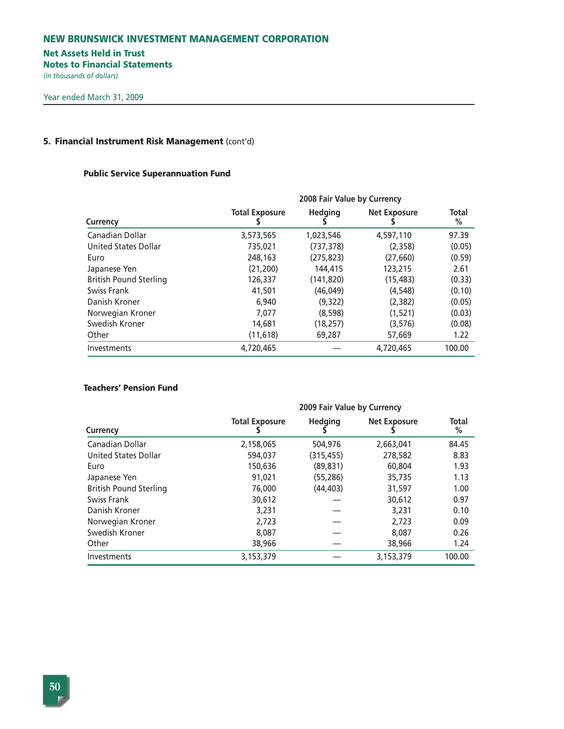# NEW BRUNSWICK INVESTMENT MANAGEMENT CORPORATION

**Net Assets Held in Trust**
**Notes to Financial Statements**
*(in thousands of dollars)*

Year ended March 31, 2009

## 5. Financial Instrument Risk Management (cont'd)

### Public Service Superannuation Fund

| | 2008 Fair Value by Currency | | | |
|---|---|---|---|---|
| Currency | Total Exposure $ | Hedging $ | Net Exposure $ | Total % |
| Canadian Dollar | 3,573,565 | 1,023,546 | 4,597,110 | 97.39 |
| United States Dollar | 735,021 | (737,378) | (2,358) | (0.05) |
| Euro | 248,163 | (275,823) | (27,660) | (0.59) |
| Japanese Yen | (21,200) | 144,415 | 123,215 | 2.61 |
| British Pound Sterling | 126,337 | (141,820) | (15,483) | (0.33) |
| Swiss Frank | 41,501 | (46,049) | (4,548) | (0.10) |
| Danish Kroner | 6,940 | (9,322) | (2,382) | (0.05) |
| Norwegian Kroner | 7,077 | (8,598) | (1,521) | (0.03) |
| Swedish Kroner | 14,681 | (18,257) | (3,576) | (0.08) |
| Other | (11,618) | 69,287 | 57,669 | 1.22 |
| Investments | 4,720,465 | — | 4,720,465 | 100.00 |

### Teachers' Pension Fund

| | 2009 Fair Value by Currency | | | |
|---|---|---|---|---|
| Currency | Total Exposure $ | Hedging $ | Net Exposure $ | Total % |
| Canadian Dollar | 2,158,065 | 504,976 | 2,663,041 | 84.45 |
| United States Dollar | 594,037 | (315,455) | 278,582 | 8.83 |
| Euro | 150,636 | (89,831) | 60,804 | 1.93 |
| Japanese Yen | 91,021 | (55,286) | 35,735 | 1.13 |
| British Pound Sterling | 76,000 | (44,403) | 31,597 | 1.00 |
| Swiss Frank | 30,612 | — | 30,612 | 0.97 |
| Danish Kroner | 3,231 | — | 3,231 | 0.10 |
| Norwegian Kroner | 2,723 | — | 2,723 | 0.09 |
| Swedish Kroner | 8,087 | — | 8,087 | 0.26 |
| Other | 38,966 | — | 38,966 | 1.24 |
| Investments | 3,153,379 | — | 3,153,379 | 100.00 |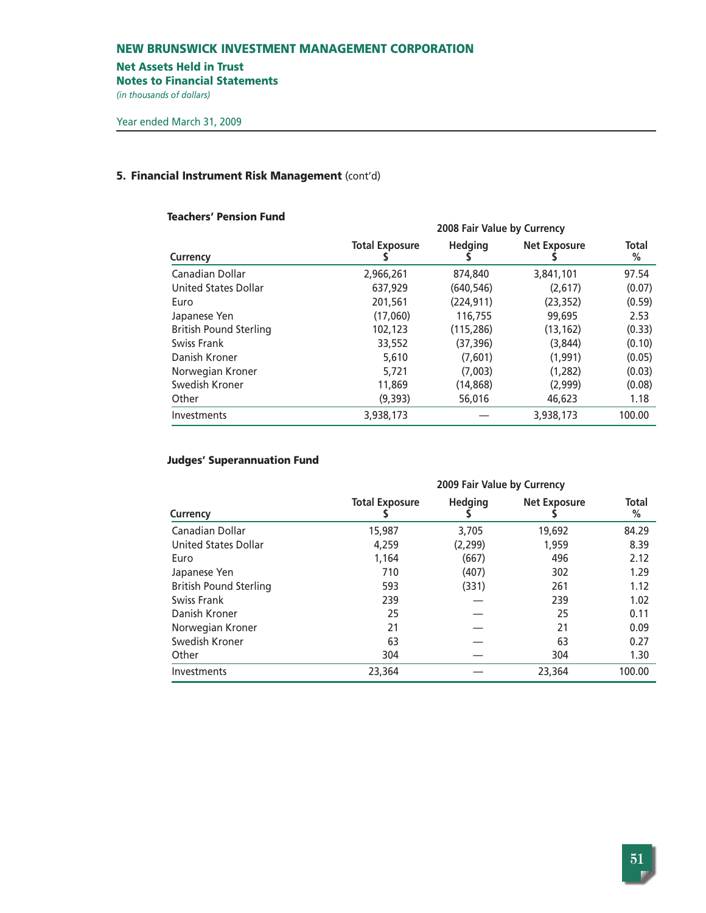## 5. Financial Instrument Risk Management (cont'd)

### Teachers' Pension Fund

| Currency | 2008 Fair Value by Currency | | | |
|---|---|---|---|---|
| | Total Exposure $ | Hedging $ | Net Exposure $ | Total % |
| Canadian Dollar | 2,966,261 | 874,840 | 3,841,101 | 97.54 |
| United States Dollar | 637,929 | (640,546) | (2,617) | (0.07) |
| Euro | 201,561 | (224,911) | (23,352) | (0.59) |
| Japanese Yen | (17,060) | 116,755 | 99,695 | 2.53 |
| British Pound Sterling | 102,123 | (115,286) | (13,162) | (0.33) |
| Swiss Frank | 33,552 | (37,396) | (3,844) | (0.10) |
| Danish Kroner | 5,610 | (7,601) | (1,991) | (0.05) |
| Norwegian Kroner | 5,721 | (7,003) | (1,282) | (0.03) |
| Swedish Kroner | 11,869 | (14,868) | (2,999) | (0.08) |
| Other | (9,393) | 56,016 | 46,623 | 1.18 |
| Investments | 3,938,173 | — | 3,938,173 | 100.00 |

### Judges' Superannuation Fund

| Currency | 2009 Fair Value by Currency | | | |
|---|---|---|---|---|
| | Total Exposure $ | Hedging $ | Net Exposure $ | Total % |
| Canadian Dollar | 15,987 | 3,705 | 19,692 | 84.29 |
| United States Dollar | 4,259 | (2,299) | 1,959 | 8.39 |
| Euro | 1,164 | (667) | 496 | 2.12 |
| Japanese Yen | 710 | (407) | 302 | 1.29 |
| British Pound Sterling | 593 | (331) | 261 | 1.12 |
| Swiss Frank | 239 | — | 239 | 1.02 |
| Danish Kroner | 25 | — | 25 | 0.11 |
| Norwegian Kroner | 21 | — | 21 | 0.09 |
| Swedish Kroner | 63 | — | 63 | 0.27 |
| Other | 304 | — | 304 | 1.30 |
| Investments | 23,364 | — | 23,364 | 100.00 |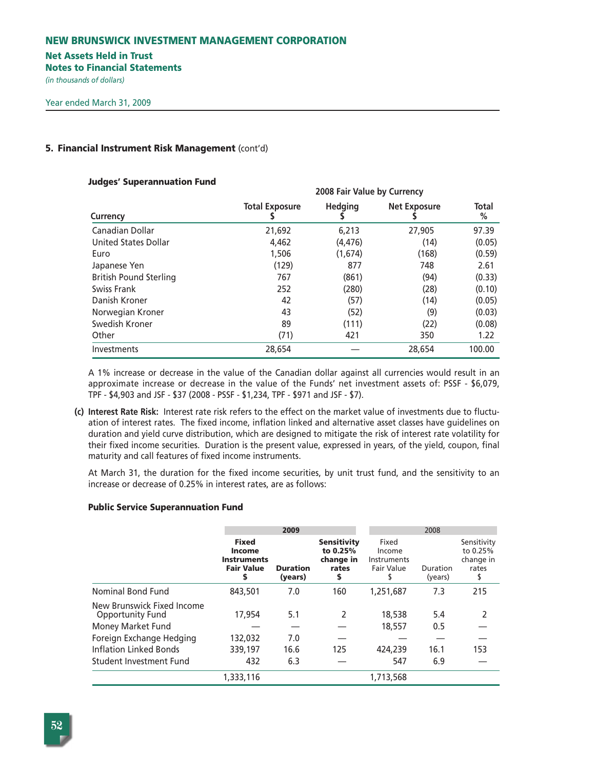# NEW BRUNSWICK INVESTMENT MANAGEMENT CORPORATION

## Net Assets Held in Trust
## Notes to Financial Statements

*(in thousands of dollars)*

Year ended March 31, 2009

### 5. Financial Instrument Risk Management (cont'd)

**Judges' Superannuation Fund**

| | 2008 Fair Value by Currency | | | |
|---|---|---|---|---|
| Currency | Total Exposure $ | Hedging $ | Net Exposure $ | Total % |
| Canadian Dollar | 21,692 | 6,213 | 27,905 | 97.39 |
| United States Dollar | 4,462 | (4,476) | (14) | (0.05) |
| Euro | 1,506 | (1,674) | (168) | (0.59) |
| Japanese Yen | (129) | 877 | 748 | 2.61 |
| British Pound Sterling | 767 | (861) | (94) | (0.33) |
| Swiss Frank | 252 | (280) | (28) | (0.10) |
| Danish Kroner | 42 | (57) | (14) | (0.05) |
| Norwegian Kroner | 43 | (52) | (9) | (0.03) |
| Swedish Kroner | 89 | (111) | (22) | (0.08) |
| Other | (71) | 421 | 350 | 1.22 |
| Investments | 28,654 | — | 28,654 | 100.00 |

A 1% increase or decrease in the value of the Canadian dollar against all currencies would result in an approximate increase or decrease in the value of the Funds' net investment assets of: PSSF - $6,079, TPF - $4,903 and JSF - $37 (2008 - PSSF - $1,234, TPF - $971 and JSF - $7).

**(c) Interest Rate Risk:** Interest rate risk refers to the effect on the market value of investments due to fluctuation of interest rates. The fixed income, inflation linked and alternative asset classes have guidelines on duration and yield curve distribution, which are designed to mitigate the risk of interest rate volatility for their fixed income securities. Duration is the present value, expressed in years, of the yield, coupon, final maturity and call features of fixed income instruments.

At March 31, the duration for the fixed income securities, by unit trust fund, and the sensitivity to an increase or decrease of 0.25% in interest rates, are as follows:

**Public Service Superannuation Fund**

| | **2009** | | | 2008 | | |
|---|---|---|---|---|---|---|
| | **Fixed Income Instruments Fair Value $** | **Duration (years)** | **Sensitivity to 0.25% change in rates $** | Fixed Income Instruments Fair Value $ | Duration (years) | Sensitivity to 0.25% change in rates $ |
| Nominal Bond Fund | 843,501 | 7.0 | 160 | 1,251,687 | 7.3 | 215 |
| New Brunswick Fixed Income Opportunity Fund | 17,954 | 5.1 | 2 | 18,538 | 5.4 | 2 |
| Money Market Fund | — | — | — | 18,557 | 0.5 | — |
| Foreign Exchange Hedging | 132,032 | 7.0 | — | — | — | — |
| Inflation Linked Bonds | 339,197 | 16.6 | 125 | 424,239 | 16.1 | 153 |
| Student Investment Fund | 432 | 6.3 | — | 547 | 6.9 | — |
| | 1,333,116 | | | 1,713,568 | | |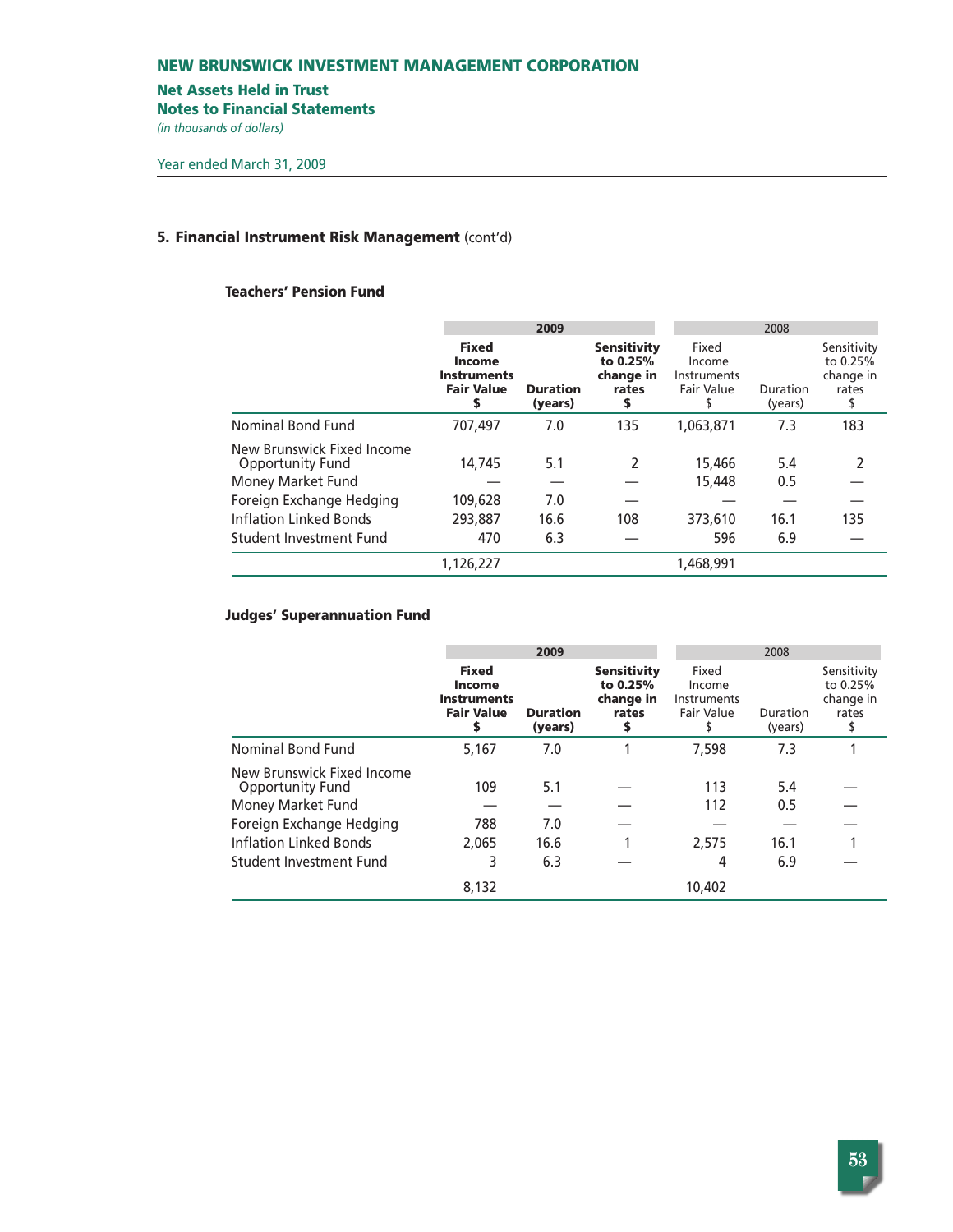# NEW BRUNSWICK INVESTMENT MANAGEMENT CORPORATION

**Net Assets Held in Trust**
**Notes to Financial Statements**
*(in thousands of dollars)*

Year ended March 31, 2009

## 5. Financial Instrument Risk Management (cont'd)

### Teachers' Pension Fund

| | 2009 | | | 2008 | | |
|---|---|---|---|---|---|---|
| | **Fixed Income Instruments Fair Value $** | **Duration (years)** | **Sensitivity to 0.25% change in rates $** | Fixed Income Instruments Fair Value $ | Duration (years) | Sensitivity to 0.25% change in rates $ |
| Nominal Bond Fund | 707,497 | 7.0 | 135 | 1,063,871 | 7.3 | 183 |
| New Brunswick Fixed Income Opportunity Fund | 14,745 | 5.1 | 2 | 15,466 | 5.4 | 2 |
| Money Market Fund | — | — | — | 15,448 | 0.5 | — |
| Foreign Exchange Hedging | 109,628 | 7.0 | — | — | — | — |
| Inflation Linked Bonds | 293,887 | 16.6 | 108 | 373,610 | 16.1 | 135 |
| Student Investment Fund | 470 | 6.3 | — | 596 | 6.9 | — |
| | 1,126,227 | | | 1,468,991 | | |

### Judges' Superannuation Fund

| | 2009 | | | 2008 | | |
|---|---|---|---|---|---|---|
| | **Fixed Income Instruments Fair Value $** | **Duration (years)** | **Sensitivity to 0.25% change in rates $** | Fixed Income Instruments Fair Value $ | Duration (years) | Sensitivity to 0.25% change in rates $ |
| Nominal Bond Fund | 5,167 | 7.0 | 1 | 7,598 | 7.3 | 1 |
| New Brunswick Fixed Income Opportunity Fund | 109 | 5.1 | — | 113 | 5.4 | — |
| Money Market Fund | — | — | — | 112 | 0.5 | — |
| Foreign Exchange Hedging | 788 | 7.0 | — | — | — | — |
| Inflation Linked Bonds | 2,065 | 16.6 | 1 | 2,575 | 16.1 | 1 |
| Student Investment Fund | 3 | 6.3 | — | 4 | 6.9 | — |
| | 8,132 | | | 10,402 | | |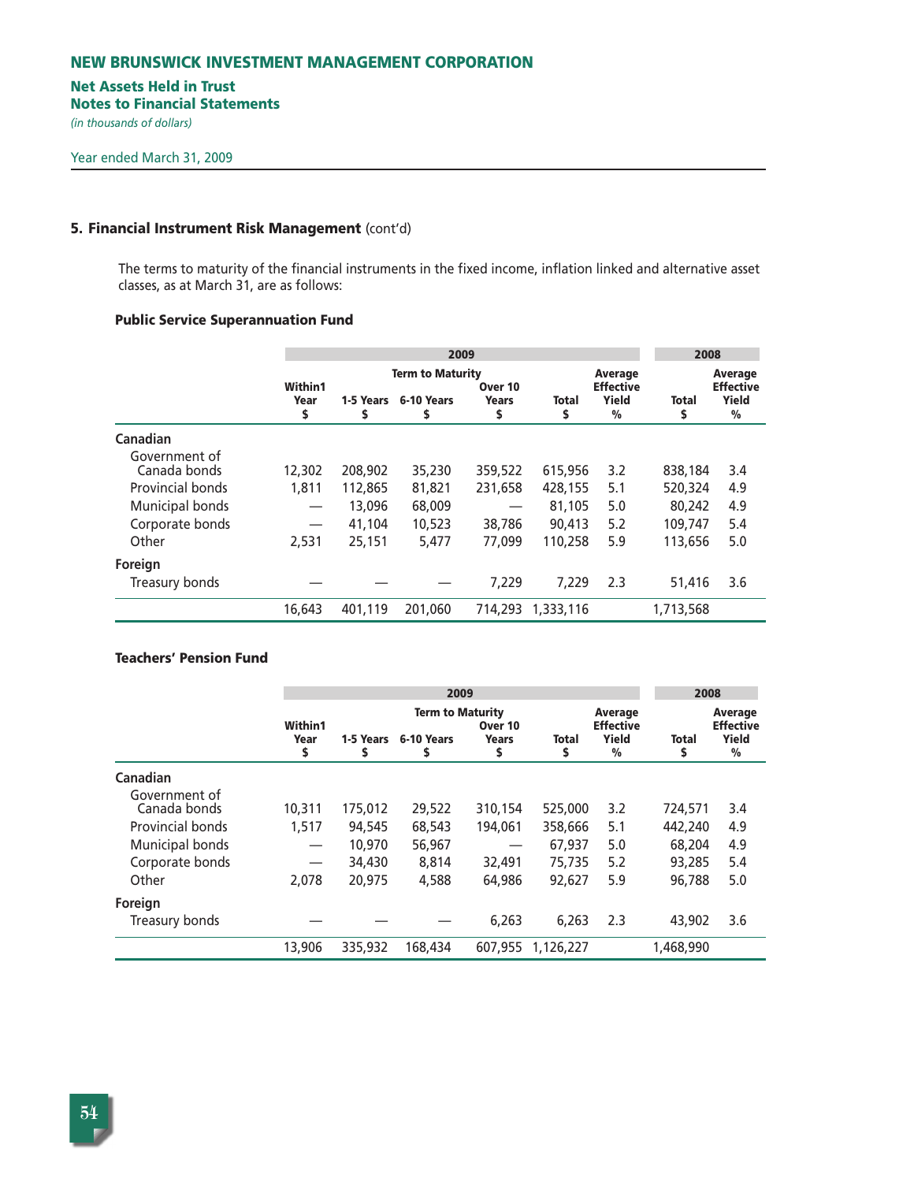# NEW BRUNSWICK INVESTMENT MANAGEMENT CORPORATION

**Net Assets Held in Trust**
**Notes to Financial Statements**
*(in thousands of dollars)*

Year ended March 31, 2009

## 5. Financial Instrument Risk Management (cont'd)

The terms to maturity of the financial instruments in the fixed income, inflation linked and alternative asset classes, as at March 31, are as follows:

### Public Service Superannuation Fund

| | 2009 | | | | | | 2008 | |
|---|---|---|---|---|---|---|---|---|
| | Term to Maturity | | | | | | | |
| | Within1 Year $ | 1-5 Years $ | 6-10 Years $ | Over 10 Years $ | Total $ | Average Effective Yield % | Total $ | Average Effective Yield % |
| **Canadian** | | | | | | | | |
| Government of Canada bonds | 12,302 | 208,902 | 35,230 | 359,522 | 615,956 | 3.2 | 838,184 | 3.4 |
| Provincial bonds | 1,811 | 112,865 | 81,821 | 231,658 | 428,155 | 5.1 | 520,324 | 4.9 |
| Municipal bonds | — | 13,096 | 68,009 | — | 81,105 | 5.0 | 80,242 | 4.9 |
| Corporate bonds | — | 41,104 | 10,523 | 38,786 | 90,413 | 5.2 | 109,747 | 5.4 |
| Other | 2,531 | 25,151 | 5,477 | 77,099 | 110,258 | 5.9 | 113,656 | 5.0 |
| **Foreign** | | | | | | | | |
| Treasury bonds | — | — | — | 7,229 | 7,229 | 2.3 | 51,416 | 3.6 |
| | 16,643 | 401,119 | 201,060 | 714,293 | 1,333,116 | | 1,713,568 | |

### Teachers' Pension Fund

| | 2009 | | | | | | 2008 | |
|---|---|---|---|---|---|---|---|---|
| | Term to Maturity | | | | | | | |
| | Within1 Year $ | 1-5 Years $ | 6-10 Years $ | Over 10 Years $ | Total $ | Average Effective Yield % | Total $ | Average Effective Yield % |
| **Canadian** | | | | | | | | |
| Government of Canada bonds | 10,311 | 175,012 | 29,522 | 310,154 | 525,000 | 3.2 | 724,571 | 3.4 |
| Provincial bonds | 1,517 | 94,545 | 68,543 | 194,061 | 358,666 | 5.1 | 442,240 | 4.9 |
| Municipal bonds | — | 10,970 | 56,967 | — | 67,937 | 5.0 | 68,204 | 4.9 |
| Corporate bonds | — | 34,430 | 8,814 | 32,491 | 75,735 | 5.2 | 93,285 | 5.4 |
| Other | 2,078 | 20,975 | 4,588 | 64,986 | 92,627 | 5.9 | 96,788 | 5.0 |
| **Foreign** | | | | | | | | |
| Treasury bonds | — | — | — | 6,263 | 6,263 | 2.3 | 43,902 | 3.6 |
| | 13,906 | 335,932 | 168,434 | 607,955 | 1,126,227 | | 1,468,990 | |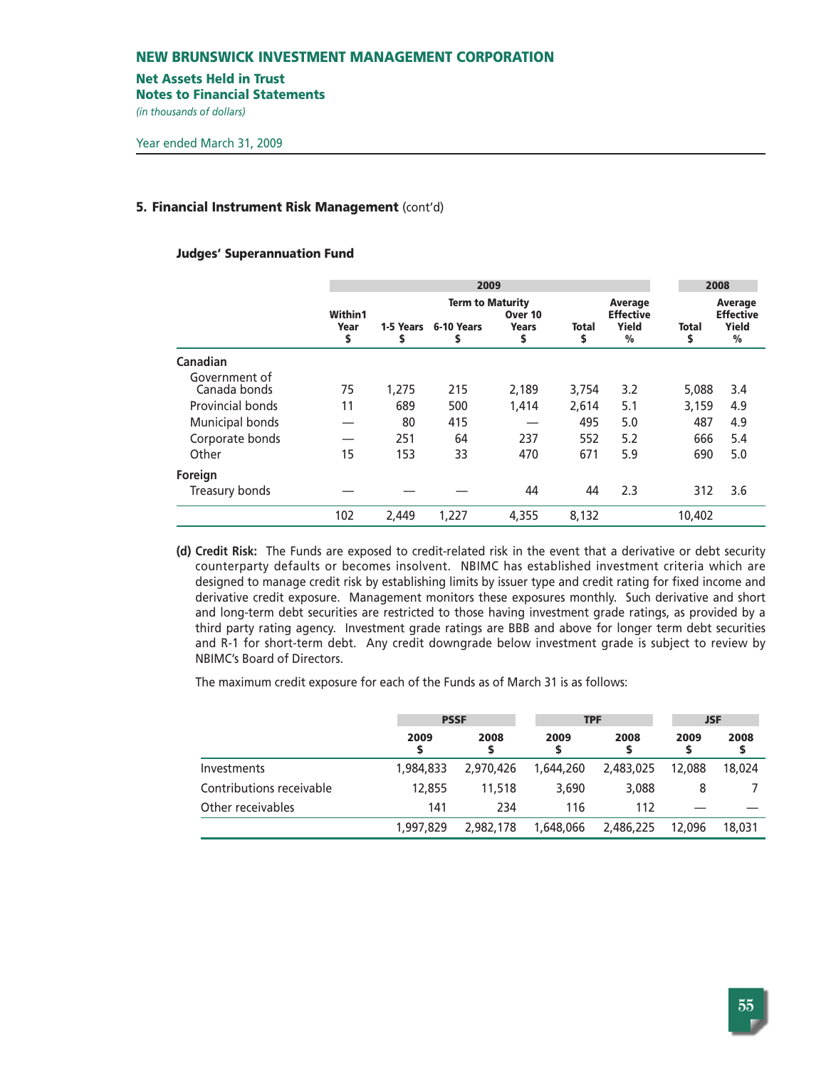## NEW BRUNSWICK INVESTMENT MANAGEMENT CORPORATION

### Net Assets Held in Trust
### Notes to Financial Statements

*(in thousands of dollars)*

Year ended March 31, 2009

### 5. Financial Instrument Risk Management (cont'd)

#### Judges' Superannuation Fund

| | 2009 | | | | | | 2008 | |
|---|---|---|---|---|---|---|---|---|
| | Term to Maturity | | | | | | | |
| | Within 1 Year $ | 1-5 Years $ | 6-10 Years $ | Over 10 Years $ | Total $ | Average Effective Yield % | Total $ | Average Effective Yield % |
| **Canadian** | | | | | | | | |
| Government of Canada bonds | 75 | 1,275 | 215 | 2,189 | 3,754 | 3.2 | 5,088 | 3.4 |
| Provincial bonds | 11 | 689 | 500 | 1,414 | 2,614 | 5.1 | 3,159 | 4.9 |
| Municipal bonds | — | 80 | 415 | — | 495 | 5.0 | 487 | 4.9 |
| Corporate bonds | — | 251 | 64 | 237 | 552 | 5.2 | 666 | 5.4 |
| Other | 15 | 153 | 33 | 470 | 671 | 5.9 | 690 | 5.0 |
| **Foreign** | | | | | | | | |
| Treasury bonds | — | — | — | 44 | 44 | 2.3 | 312 | 3.6 |
| | 102 | 2,449 | 1,227 | 4,355 | 8,132 | | 10,402 | |

**(d) Credit Risk:** The Funds are exposed to credit-related risk in the event that a derivative or debt security counterparty defaults or becomes insolvent. NBIMC has established investment criteria which are designed to manage credit risk by establishing limits by issuer type and credit rating for fixed income and derivative credit exposure. Management monitors these exposures monthly. Such derivative and short and long-term debt securities are restricted to those having investment grade ratings, as provided by a third party rating agency. Investment grade ratings are BBB and above for longer term debt securities and R-1 for short-term debt. Any credit downgrade below investment grade is subject to review by NBIMC's Board of Directors.

The maximum credit exposure for each of the Funds as of March 31 is as follows:

| | PSSF | | TPF | | JSF | |
|---|---|---|---|---|---|---|
| | 2009 $ | 2008 $ | 2009 $ | 2008 $ | 2009 $ | 2008 $ |
| Investments | 1,984,833 | 2,970,426 | 1,644,260 | 2,483,025 | 12,088 | 18,024 |
| Contributions receivable | 12,855 | 11,518 | 3,690 | 3,088 | 8 | 7 |
| Other receivables | 141 | 234 | 116 | 112 | — | — |
| | 1,997,829 | 2,982,178 | 1,648,066 | 2,486,225 | 12,096 | 18,031 |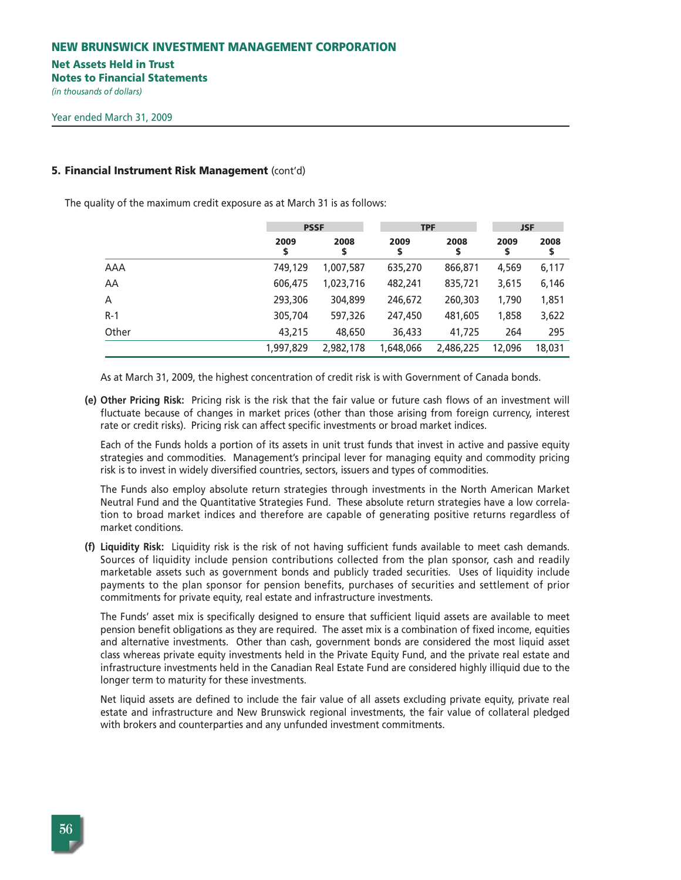### 5. Financial Instrument Risk Management (cont'd)

The quality of the maximum credit exposure as at March 31 is as follows:

| | PSSF | | TPF | | JSF | |
|---|---|---|---|---|---|---|
| | 2009 $ | 2008 $ | 2009 $ | 2008 $ | 2009 $ | 2008 $ |
| AAA | 749,129 | 1,007,587 | 635,270 | 866,871 | 4,569 | 6,117 |
| AA | 606,475 | 1,023,716 | 482,241 | 835,721 | 3,615 | 6,146 |
| A | 293,306 | 304,899 | 246,672 | 260,303 | 1,790 | 1,851 |
| R-1 | 305,704 | 597,326 | 247,450 | 481,605 | 1,858 | 3,622 |
| Other | 43,215 | 48,650 | 36,433 | 41,725 | 264 | 295 |
| | 1,997,829 | 2,982,178 | 1,648,066 | 2,486,225 | 12,096 | 18,031 |

As at March 31, 2009, the highest concentration of credit risk is with Government of Canada bonds.

**(e) Other Pricing Risk:** Pricing risk is the risk that the fair value or future cash flows of an investment will fluctuate because of changes in market prices (other than those arising from foreign currency, interest rate or credit risks). Pricing risk can affect specific investments or broad market indices.

Each of the Funds holds a portion of its assets in unit trust funds that invest in active and passive equity strategies and commodities. Management's principal lever for managing equity and commodity pricing risk is to invest in widely diversified countries, sectors, issuers and types of commodities.

The Funds also employ absolute return strategies through investments in the North American Market Neutral Fund and the Quantitative Strategies Fund. These absolute return strategies have a low correlation to broad market indices and therefore are capable of generating positive returns regardless of market conditions.

**(f) Liquidity Risk:** Liquidity risk is the risk of not having sufficient funds available to meet cash demands. Sources of liquidity include pension contributions collected from the plan sponsor, cash and readily marketable assets such as government bonds and publicly traded securities. Uses of liquidity include payments to the plan sponsor for pension benefits, purchases of securities and settlement of prior commitments for private equity, real estate and infrastructure investments.

The Funds' asset mix is specifically designed to ensure that sufficient liquid assets are available to meet pension benefit obligations as they are required. The asset mix is a combination of fixed income, equities and alternative investments. Other than cash, government bonds are considered the most liquid asset class whereas private equity investments held in the Private Equity Fund, and the private real estate and infrastructure investments held in the Canadian Real Estate Fund are considered highly illiquid due to the longer term to maturity for these investments.

Net liquid assets are defined to include the fair value of all assets excluding private equity, private real estate and infrastructure and New Brunswick regional investments, the fair value of collateral pledged with brokers and counterparties and any unfunded investment commitments.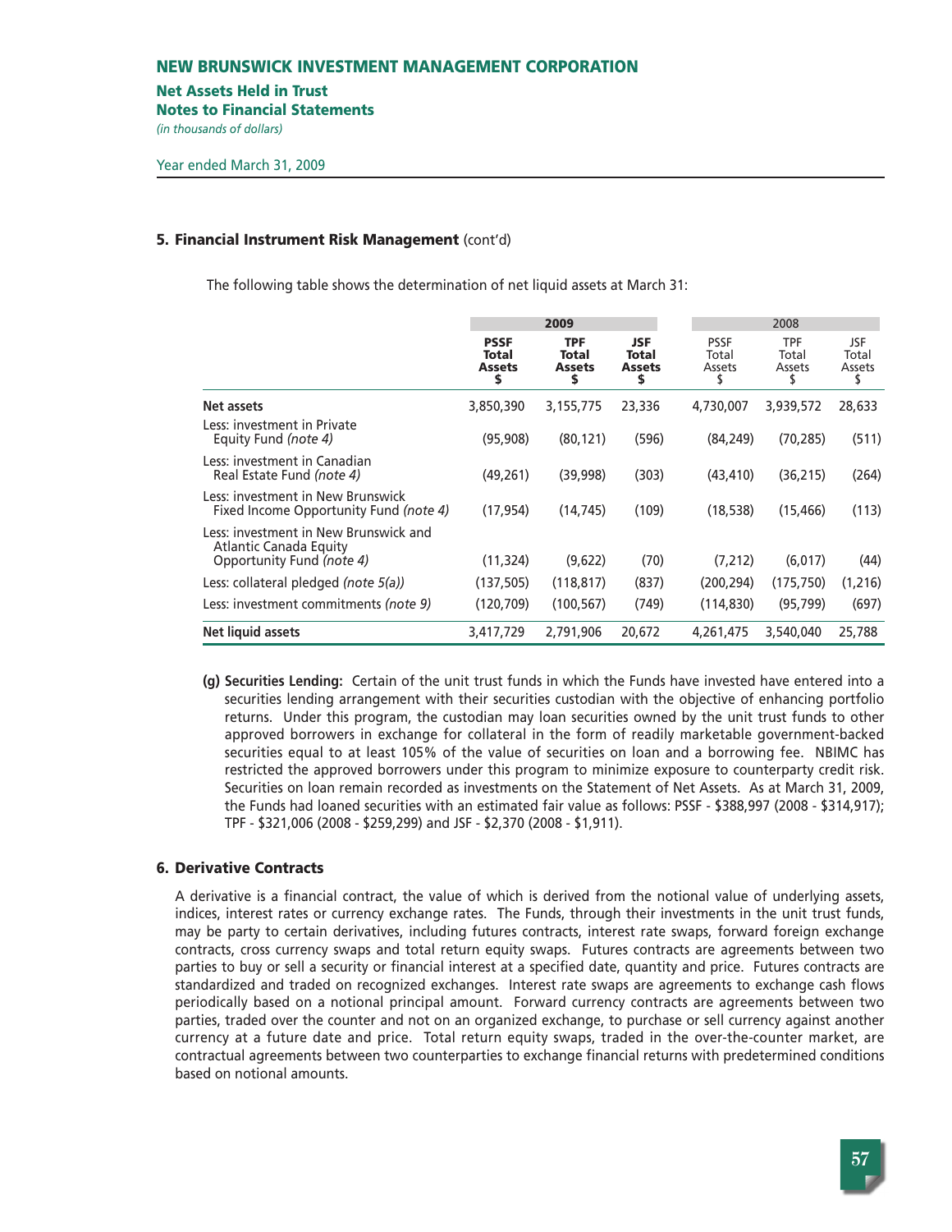# NEW BRUNSWICK INVESTMENT MANAGEMENT CORPORATION

## Net Assets Held in Trust
## Notes to Financial Statements

*(in thousands of dollars)*

Year ended March 31, 2009

### 5. Financial Instrument Risk Management (cont'd)

The following table shows the determination of net liquid assets at March 31:

| | 2009 | | | 2008 | | |
|---|---|---|---|---|---|---|
| | **PSSF Total Assets $** | **TPF Total Assets $** | **JSF Total Assets $** | PSSF Total Assets $ | TPF Total Assets $ | JSF Total Assets $ |
| **Net assets** | 3,850,390 | 3,155,775 | 23,336 | 4,730,007 | 3,939,572 | 28,633 |
| Less: investment in Private Equity Fund *(note 4)* | (95,908) | (80,121) | (596) | (84,249) | (70,285) | (511) |
| Less: investment in Canadian Real Estate Fund *(note 4)* | (49,261) | (39,998) | (303) | (43,410) | (36,215) | (264) |
| Less: investment in New Brunswick Fixed Income Opportunity Fund *(note 4)* | (17,954) | (14,745) | (109) | (18,538) | (15,466) | (113) |
| Less: investment in New Brunswick and Atlantic Canada Equity Opportunity Fund *(note 4)* | (11,324) | (9,622) | (70) | (7,212) | (6,017) | (44) |
| Less: collateral pledged *(note 5(a))* | (137,505) | (118,817) | (837) | (200,294) | (175,750) | (1,216) |
| Less: investment commitments *(note 9)* | (120,709) | (100,567) | (749) | (114,830) | (95,799) | (697) |
| **Net liquid assets** | 3,417,729 | 2,791,906 | 20,672 | 4,261,475 | 3,540,040 | 25,788 |

**(g) Securities Lending:** Certain of the unit trust funds in which the Funds have invested have entered into a securities lending arrangement with their securities custodian with the objective of enhancing portfolio returns. Under this program, the custodian may loan securities owned by the unit trust funds to other approved borrowers in exchange for collateral in the form of readily marketable government-backed securities equal to at least 105% of the value of securities on loan and a borrowing fee. NBIMC has restricted the approved borrowers under this program to minimize exposure to counterparty credit risk. Securities on loan remain recorded as investments on the Statement of Net Assets. As at March 31, 2009, the Funds had loaned securities with an estimated fair value as follows: PSSF - $388,997 (2008 - $314,917); TPF - $321,006 (2008 - $259,299) and JSF - $2,370 (2008 - $1,911).

### 6. Derivative Contracts

A derivative is a financial contract, the value of which is derived from the notional value of underlying assets, indices, interest rates or currency exchange rates. The Funds, through their investments in the unit trust funds, may be party to certain derivatives, including futures contracts, interest rate swaps, forward foreign exchange contracts, cross currency swaps and total return equity swaps. Futures contracts are agreements between two parties to buy or sell a security or financial interest at a specified date, quantity and price. Futures contracts are standardized and traded on recognized exchanges. Interest rate swaps are agreements to exchange cash flows periodically based on a notional principal amount. Forward currency contracts are agreements between two parties, traded over the counter and not on an organized exchange, to purchase or sell currency against another currency at a future date and price. Total return equity swaps, traded in the over-the-counter market, are contractual agreements between two counterparties to exchange financial returns with predetermined conditions based on notional amounts.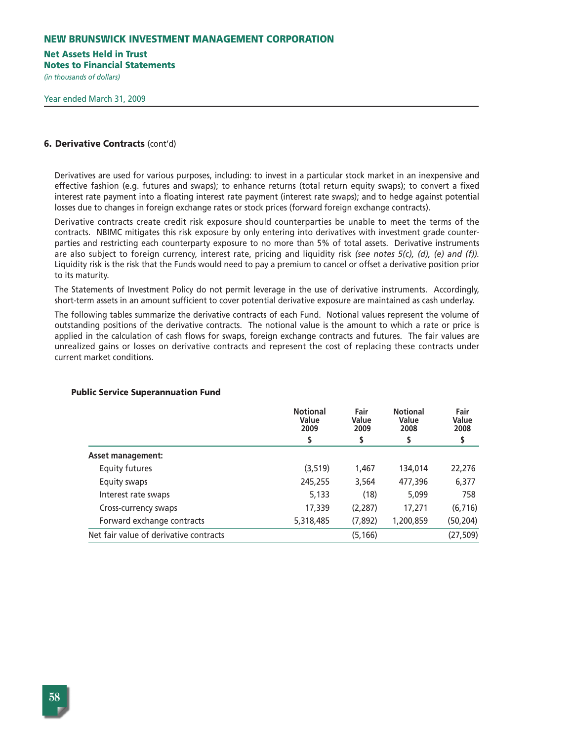## 6. Derivative Contracts (cont'd)

Derivatives are used for various purposes, including: to invest in a particular stock market in an inexpensive and effective fashion (e.g. futures and swaps); to enhance returns (total return equity swaps); to convert a fixed interest rate payment into a floating interest rate payment (interest rate swaps); and to hedge against potential losses due to changes in foreign exchange rates or stock prices (forward foreign exchange contracts).

Derivative contracts create credit risk exposure should counterparties be unable to meet the terms of the contracts. NBIMC mitigates this risk exposure by only entering into derivatives with investment grade counterparties and restricting each counterparty exposure to no more than 5% of total assets. Derivative instruments are also subject to foreign currency, interest rate, pricing and liquidity risk *(see notes 5(c), (d), (e) and (f)).* Liquidity risk is the risk that the Funds would need to pay a premium to cancel or offset a derivative position prior to its maturity.

The Statements of Investment Policy do not permit leverage in the use of derivative instruments. Accordingly, short-term assets in an amount sufficient to cover potential derivative exposure are maintained as cash underlay.

The following tables summarize the derivative contracts of each Fund. Notional values represent the volume of outstanding positions of the derivative contracts. The notional value is the amount to which a rate or price is applied in the calculation of cash flows for swaps, foreign exchange contracts and futures. The fair values are unrealized gains or losses on derivative contracts and represent the cost of replacing these contracts under current market conditions.

**Public Service Superannuation Fund**

| | Notional Value 2009 $ | Fair Value 2009 $ | Notional Value 2008 $ | Fair Value 2008 $ |
|---|---|---|---|---|
| **Asset management:** | | | | |
| Equity futures | (3,519) | 1,467 | 134,014 | 22,276 |
| Equity swaps | 245,255 | 3,564 | 477,396 | 6,377 |
| Interest rate swaps | 5,133 | (18) | 5,099 | 758 |
| Cross-currency swaps | 17,339 | (2,287) | 17,271 | (6,716) |
| Forward exchange contracts | 5,318,485 | (7,892) | 1,200,859 | (50,204) |
| Net fair value of derivative contracts | | (5,166) | | (27,509) |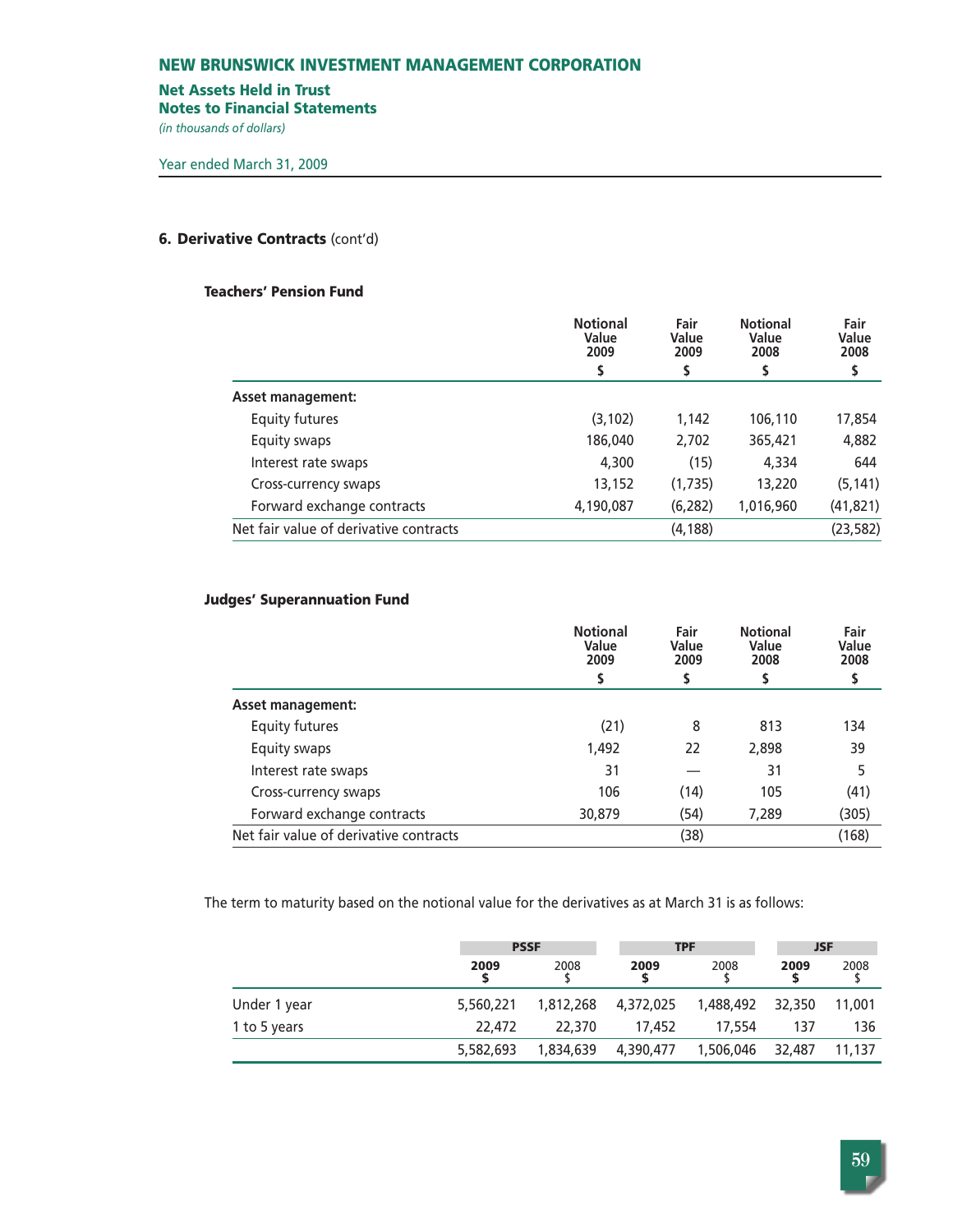# NEW BRUNSWICK INVESTMENT MANAGEMENT CORPORATION

## Net Assets Held in Trust
## Notes to Financial Statements

*(in thousands of dollars)*

Year ended March 31, 2009

### 6. Derivative Contracts (cont'd)

**Teachers' Pension Fund**

| | Notional Value 2009 $ | Fair Value 2009 $ | Notional Value 2008 $ | Fair Value 2008 $ |
|---|---|---|---|---|
| **Asset management:** | | | | |
| Equity futures | (3,102) | 1,142 | 106,110 | 17,854 |
| Equity swaps | 186,040 | 2,702 | 365,421 | 4,882 |
| Interest rate swaps | 4,300 | (15) | 4,334 | 644 |
| Cross-currency swaps | 13,152 | (1,735) | 13,220 | (5,141) |
| Forward exchange contracts | 4,190,087 | (6,282) | 1,016,960 | (41,821) |
| Net fair value of derivative contracts | | (4,188) | | (23,582) |

**Judges' Superannuation Fund**

| | Notional Value 2009 $ | Fair Value 2009 $ | Notional Value 2008 $ | Fair Value 2008 $ |
|---|---|---|---|---|
| **Asset management:** | | | | |
| Equity futures | (21) | 8 | 813 | 134 |
| Equity swaps | 1,492 | 22 | 2,898 | 39 |
| Interest rate swaps | 31 | — | 31 | 5 |
| Cross-currency swaps | 106 | (14) | 105 | (41) |
| Forward exchange contracts | 30,879 | (54) | 7,289 | (305) |
| Net fair value of derivative contracts | | (38) | | (168) |

The term to maturity based on the notional value for the derivatives as at March 31 is as follows:

| | PSSF | | TPF | | JSF | |
|---|---|---|---|---|---|---|
| | **2009 $** | 2008 $ | **2009 $** | 2008 $ | **2009 $** | 2008 $ |
| Under 1 year | 5,560,221 | 1,812,268 | 4,372,025 | 1,488,492 | 32,350 | 11,001 |
| 1 to 5 years | 22,472 | 22,370 | 17,452 | 17,554 | 137 | 136 |
| | 5,582,693 | 1,834,639 | 4,390,477 | 1,506,046 | 32,487 | 11,137 |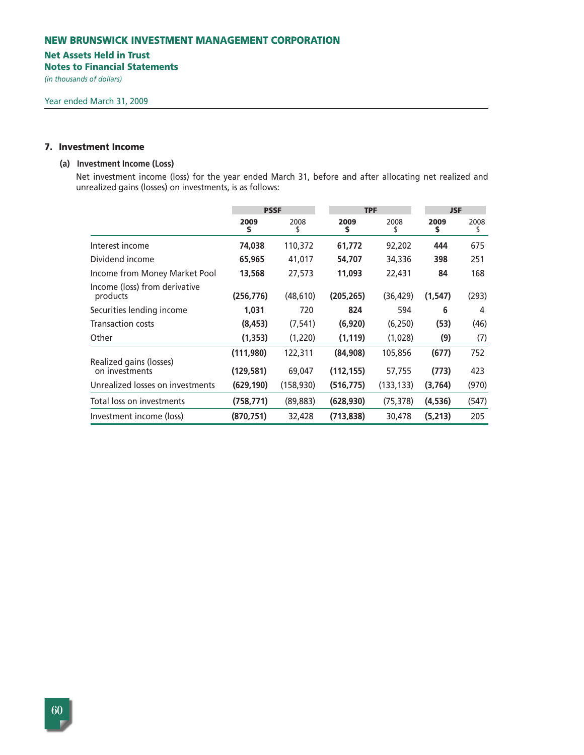# NEW BRUNSWICK INVESTMENT MANAGEMENT CORPORATION

## Net Assets Held in Trust

## Notes to Financial Statements

*(in thousands of dollars)*

Year ended March 31, 2009

### 7. Investment Income

#### (a) Investment Income (Loss)

Net investment income (loss) for the year ended March 31, before and after allocating net realized and unrealized gains (losses) on investments, is as follows:

| | PSSF | | TPF | | JSF | |
|---|---|---|---|---|---|---|
| | **2009 $** | 2008 $ | **2009 $** | 2008 $ | **2009 $** | 2008 $ |
| Interest income | **74,038** | 110,372 | **61,772** | 92,202 | **444** | 675 |
| Dividend income | **65,965** | 41,017 | **54,707** | 34,336 | **398** | 251 |
| Income from Money Market Pool | **13,568** | 27,573 | **11,093** | 22,431 | **84** | 168 |
| Income (loss) from derivative products | **(256,776)** | (48,610) | **(205,265)** | (36,429) | **(1,547)** | (293) |
| Securities lending income | **1,031** | 720 | **824** | 594 | **6** | 4 |
| Transaction costs | **(8,453)** | (7,541) | **(6,920)** | (6,250) | **(53)** | (46) |
| Other | **(1,353)** | (1,220) | **(1,119)** | (1,028) | **(9)** | (7) |
| | **(111,980)** | 122,311 | **(84,908)** | 105,856 | **(677)** | 752 |
| Realized gains (losses) on investments | **(129,581)** | 69,047 | **(112,155)** | 57,755 | **(773)** | 423 |
| Unrealized losses on investments | **(629,190)** | (158,930) | **(516,775)** | (133,133) | **(3,764)** | (970) |
| Total loss on investments | **(758,771)** | (89,883) | **(628,930)** | (75,378) | **(4,536)** | (547) |
| Investment income (loss) | **(870,751)** | 32,428 | **(713,838)** | 30,478 | **(5,213)** | 205 |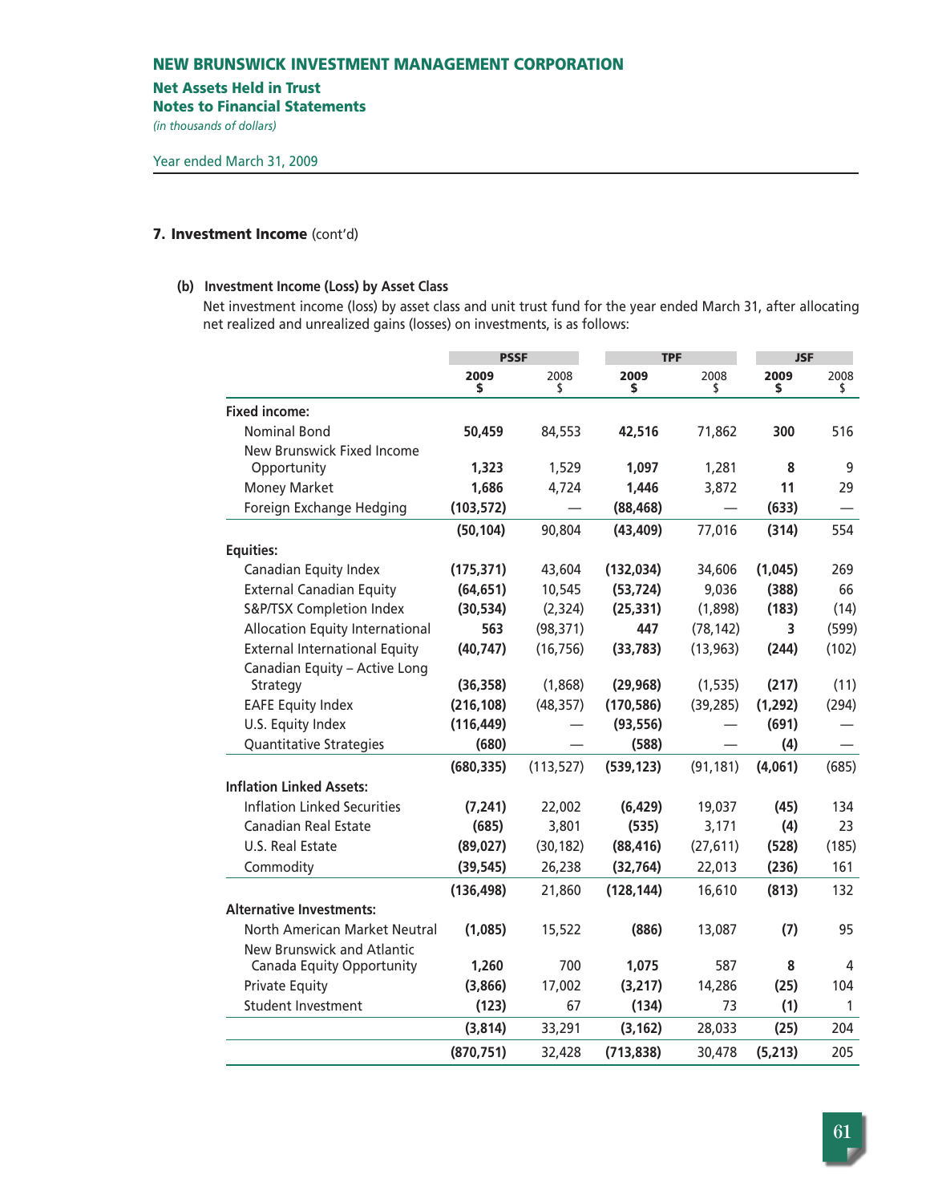# NEW BRUNSWICK INVESTMENT MANAGEMENT CORPORATION

## Net Assets Held in Trust
## Notes to Financial Statements

*(in thousands of dollars)*

Year ended March 31, 2009

### 7. Investment Income (cont'd)

#### (b) Investment Income (Loss) by Asset Class

Net investment income (loss) by asset class and unit trust fund for the year ended March 31, after allocating net realized and unrealized gains (losses) on investments, is as follows:

| | PSSF | | TPF | | JSF | |
|---|---|---|---|---|---|---|
| | **2009 $** | 2008 $ | **2009 $** | 2008 $ | **2009 $** | 2008 $ |
| **Fixed income:** | | | | | | |
| Nominal Bond | **50,459** | 84,553 | **42,516** | 71,862 | **300** | 516 |
| New Brunswick Fixed Income Opportunity | **1,323** | 1,529 | **1,097** | 1,281 | **8** | 9 |
| Money Market | **1,686** | 4,724 | **1,446** | 3,872 | **11** | 29 |
| Foreign Exchange Hedging | **(103,572)** | — | **(88,468)** | — | **(633)** | — |
| | **(50,104)** | 90,804 | **(43,409)** | 77,016 | **(314)** | 554 |
| **Equities:** | | | | | | |
| Canadian Equity Index | **(175,371)** | 43,604 | **(132,034)** | 34,606 | **(1,045)** | 269 |
| External Canadian Equity | **(64,651)** | 10,545 | **(53,724)** | 9,036 | **(388)** | 66 |
| S&P/TSX Completion Index | **(30,534)** | (2,324) | **(25,331)** | (1,898) | **(183)** | (14) |
| Allocation Equity International | **563** | (98,371) | **447** | (78,142) | **3** | (599) |
| External International Equity | **(40,747)** | (16,756) | **(33,783)** | (13,963) | **(244)** | (102) |
| Canadian Equity – Active Long Strategy | **(36,358)** | (1,868) | **(29,968)** | (1,535) | **(217)** | (11) |
| EAFE Equity Index | **(216,108)** | (48,357) | **(170,586)** | (39,285) | **(1,292)** | (294) |
| U.S. Equity Index | **(116,449)** | — | **(93,556)** | — | **(691)** | — |
| Quantitative Strategies | **(680)** | — | **(588)** | — | **(4)** | — |
| | **(680,335)** | (113,527) | **(539,123)** | (91,181) | **(4,061)** | (685) |
| **Inflation Linked Assets:** | | | | | | |
| Inflation Linked Securities | **(7,241)** | 22,002 | **(6,429)** | 19,037 | **(45)** | 134 |
| Canadian Real Estate | **(685)** | 3,801 | **(535)** | 3,171 | **(4)** | 23 |
| U.S. Real Estate | **(89,027)** | (30,182) | **(88,416)** | (27,611) | **(528)** | (185) |
| Commodity | **(39,545)** | 26,238 | **(32,764)** | 22,013 | **(236)** | 161 |
| | **(136,498)** | 21,860 | **(128,144)** | 16,610 | **(813)** | 132 |
| **Alternative Investments:** | | | | | | |
| North American Market Neutral | **(1,085)** | 15,522 | **(886)** | 13,087 | **(7)** | 95 |
| New Brunswick and Atlantic Canada Equity Opportunity | **1,260** | 700 | **1,075** | 587 | **8** | 4 |
| Private Equity | **(3,866)** | 17,002 | **(3,217)** | 14,286 | **(25)** | 104 |
| Student Investment | **(123)** | 67 | **(134)** | 73 | **(1)** | 1 |
| | **(3,814)** | 33,291 | **(3,162)** | 28,033 | **(25)** | 204 |
| | **(870,751)** | 32,428 | **(713,838)** | 30,478 | **(5,213)** | 205 |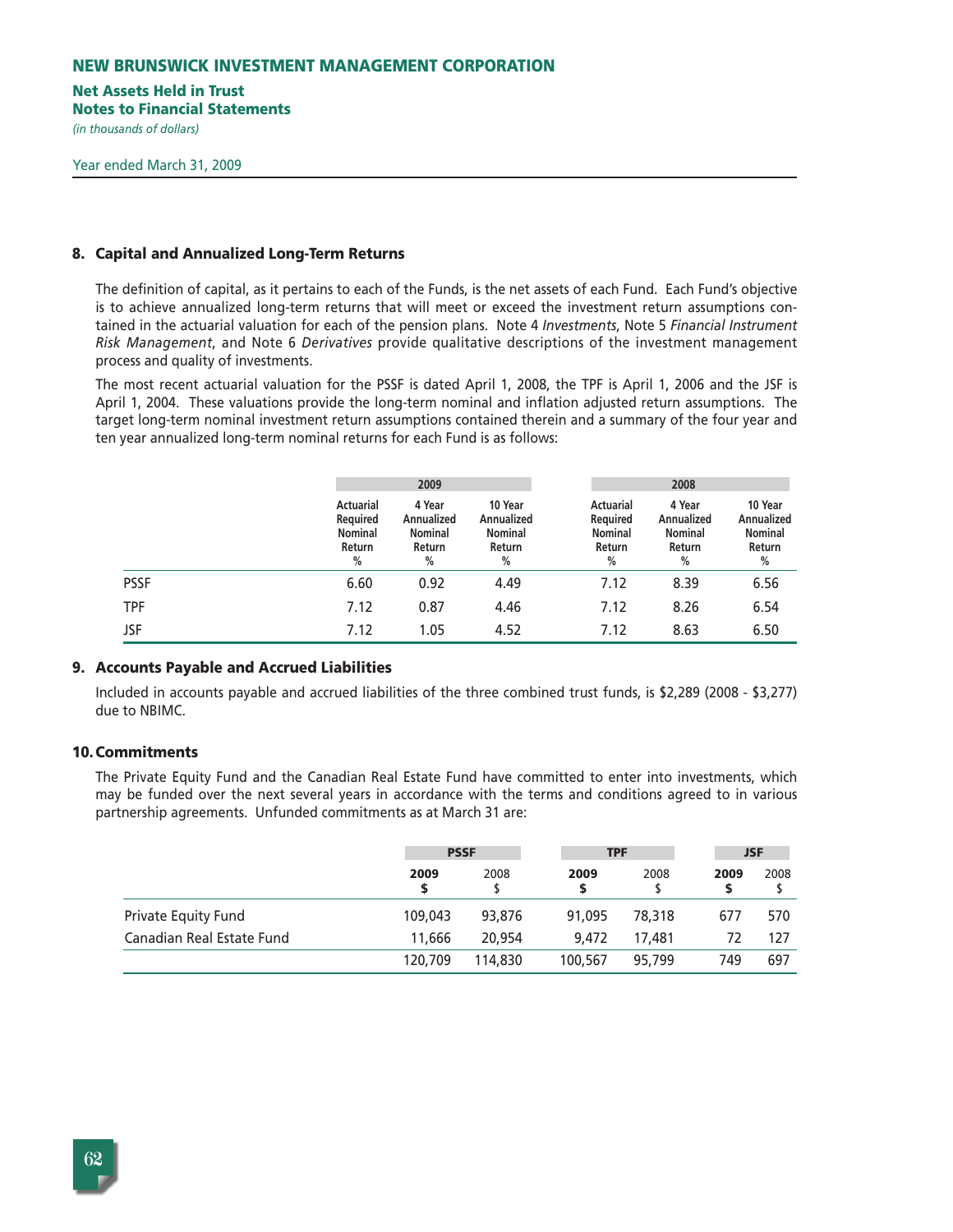# NEW BRUNSWICK INVESTMENT MANAGEMENT CORPORATION

## Net Assets Held in Trust
## Notes to Financial Statements

*(in thousands of dollars)*

Year ended March 31, 2009

### 8. Capital and Annualized Long-Term Returns

The definition of capital, as it pertains to each of the Funds, is the net assets of each Fund. Each Fund's objective is to achieve annualized long-term returns that will meet or exceed the investment return assumptions contained in the actuarial valuation for each of the pension plans. Note 4 *Investments*, Note 5 *Financial Instrument Risk Management*, and Note 6 *Derivatives* provide qualitative descriptions of the investment management process and quality of investments.

The most recent actuarial valuation for the PSSF is dated April 1, 2008, the TPF is April 1, 2006 and the JSF is April 1, 2004. These valuations provide the long-term nominal and inflation adjusted return assumptions. The target long-term nominal investment return assumptions contained therein and a summary of the four year and ten year annualized long-term nominal returns for each Fund is as follows:

| | 2009 | | | 2008 | | |
|---|---|---|---|---|---|---|
| | Actuarial Required Nominal Return % | 4 Year Annualized Nominal Return % | 10 Year Annualized Nominal Return % | Actuarial Required Nominal Return % | 4 Year Annualized Nominal Return % | 10 Year Annualized Nominal Return % |
| PSSF | 6.60 | 0.92 | 4.49 | 7.12 | 8.39 | 6.56 |
| TPF | 7.12 | 0.87 | 4.46 | 7.12 | 8.26 | 6.54 |
| JSF | 7.12 | 1.05 | 4.52 | 7.12 | 8.63 | 6.50 |

### 9. Accounts Payable and Accrued Liabilities

Included in accounts payable and accrued liabilities of the three combined trust funds, is $2,289 (2008 - $3,277) due to NBIMC.

### 10. Commitments

The Private Equity Fund and the Canadian Real Estate Fund have committed to enter into investments, which may be funded over the next several years in accordance with the terms and conditions agreed to in various partnership agreements. Unfunded commitments as at March 31 are:

| | PSSF | | TPF | | JSF | |
|---|---|---|---|---|---|---|
| | **2009 $** | 2008 $ | **2009 $** | 2008 $ | **2009 $** | 2008 $ |
| Private Equity Fund | 109,043 | 93,876 | 91,095 | 78,318 | 677 | 570 |
| Canadian Real Estate Fund | 11,666 | 20,954 | 9,472 | 17,481 | 72 | 127 |
| | 120,709 | 114,830 | 100,567 | 95,799 | 749 | 697 |